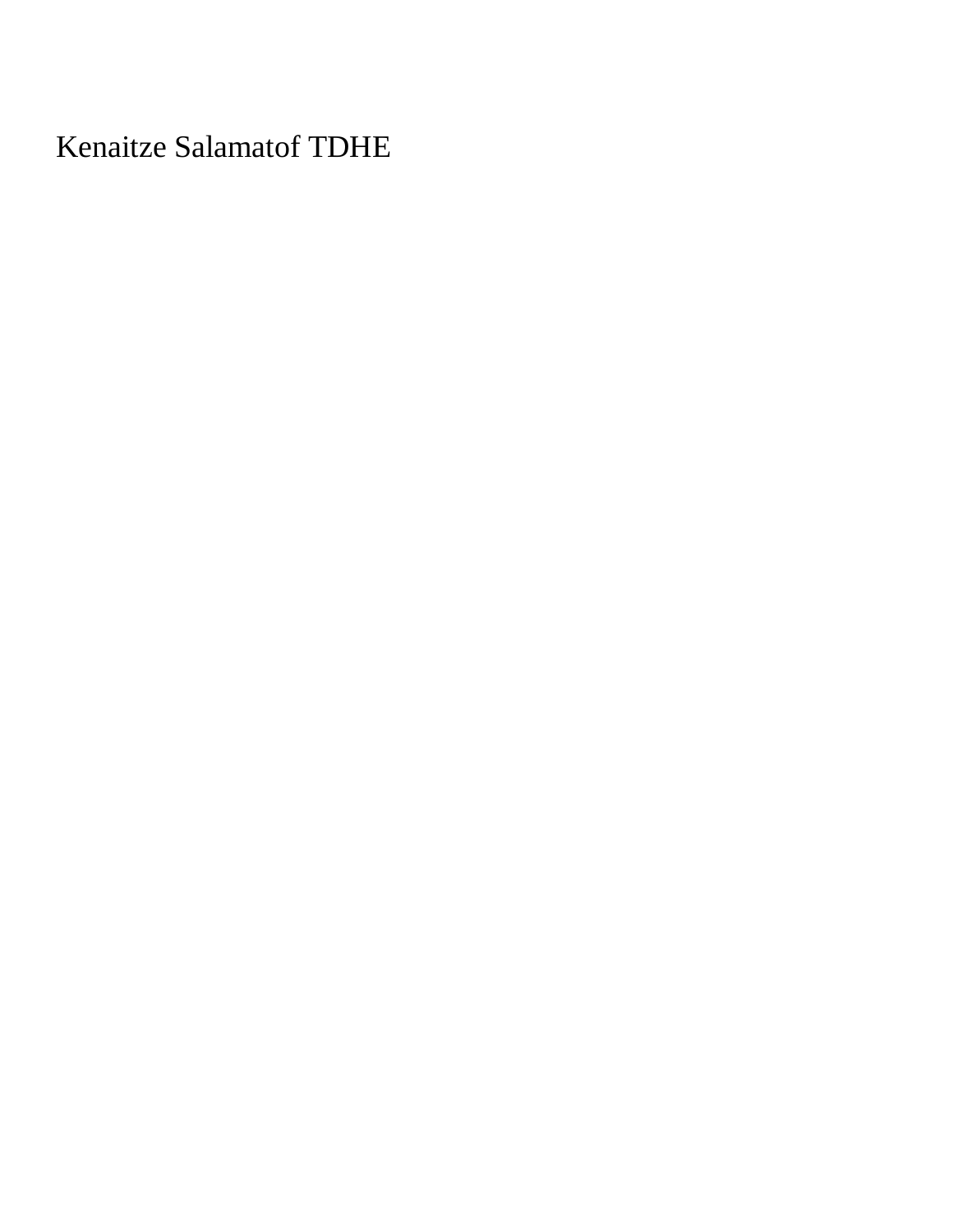Kenaitze Salamatof TDHE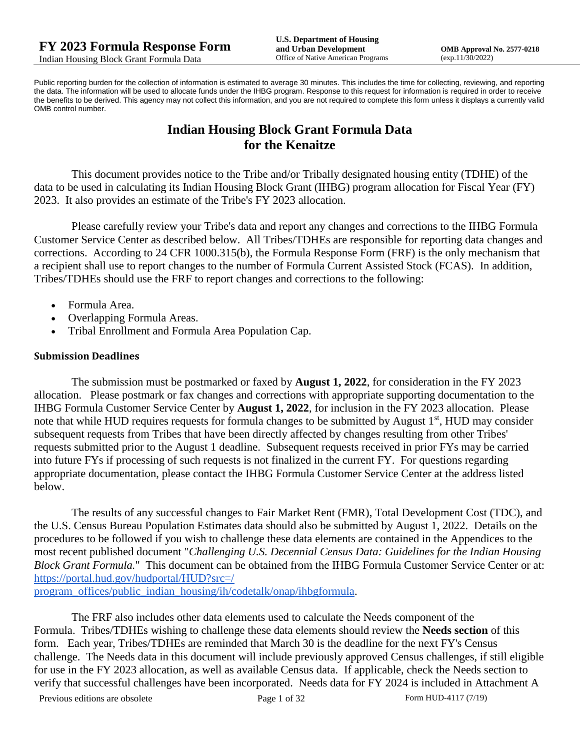Public reporting burden for the collection of information is estimated to average 30 minutes. This includes the time for collecting, reviewing, and reporting the data. The information will be used to allocate funds under the IHBG program. Response to this request for information is required in order to receive the benefits to be derived. This agency may not collect this information, and you are not required to complete this form unless it displays a currently valid OMB control number.

# Indian Housing Block Grant Formula Data for the Kenaitze

This document provides notice to the Tribe and/or Tribally designated housing entity (TDHE) of the data to be used in calculating its Indian Housing Block Grant (IHBG) program allocation for Fiscal Year (FY) 2023. It also provides an estimate of the Tribe's FY 2023 allocation.

Please carefully review your Tribe's data and report any changes and corrections to the IHBG Formula Customer Service Center as described below. All Tribes/TDHEs are responsible for reporting data changes and corrections. According to 24 CFR 1000.315(b), the Formula Response Form (FRF) is the only mechanism that a recipient shall use to report changes to the number of Formula Current Assisted Stock (FCAS). In addition, Tribes/TDHEs should use the FRF to report changes and corrections to the following:

- Formula Area.
- Overlapping Formula Areas.
- Tribal Enrollment and Formula Area Population Cap.

### Submission Deadlines

The submission must be postmarked or faxed by **August 1, 2022**, for consideration in the FY 2023 allocation. Please postmark or fax changes and corrections with appropriate supporting documentation to the IHBG Formula Customer Service Center by **August 1, 2022**, for inclusion in the FY 2023 allocation. Please note that while HUD requires requests for formula changes to be submitted by August 1st, HUD may consider subsequent requests from Tribes that have been directly affected by changes resulting from other Tribes' requests submitted prior to the August 1 deadline. Subsequent requests received in prior FYs may be carried into future FYs if processing of such requests is not finalized in the current FY. For questions regarding appropriate documentation, please contact the IHBG Formula Customer Service Center at the address listed below.

The results of any successful changes to Fair Market Rent (FMR), Total Development Cost (TDC), and the U.S. Census Bureau Population Estimates data should also be submitted by August 1, 2022. Details on the procedures to be followed if you wish to challenge these data elements are contained in the Appendices to the most recent published document "*Challenging U.S. Decennial Census Data: Guidelines for the Indian Housing Block Grant Formula.*" This document can be obtained from the IHBG Formula Customer Service Center or at: https://portal.hud.gov/hudportal/HUD?src=/program_offices/public_indian_housing/ih/codetalk/onap/ihbgformula.

The FRF also includes other data elements used to calculate the Needs component of the Formula. Tribes/TDHEs wishing to challenge these data elements should review the **Needs section** of this form. Each year, Tribes/TDHEs are reminded that March 30 is the deadline for the next FY's Census challenge. The Needs data in this document will include previously approved Census challenges, if still eligible for use in the FY 2023 allocation, as well as available Census data. If applicable, check the Needs section to verify that successful challenges have been incorporated. Needs data for FY 2024 is included in Attachment A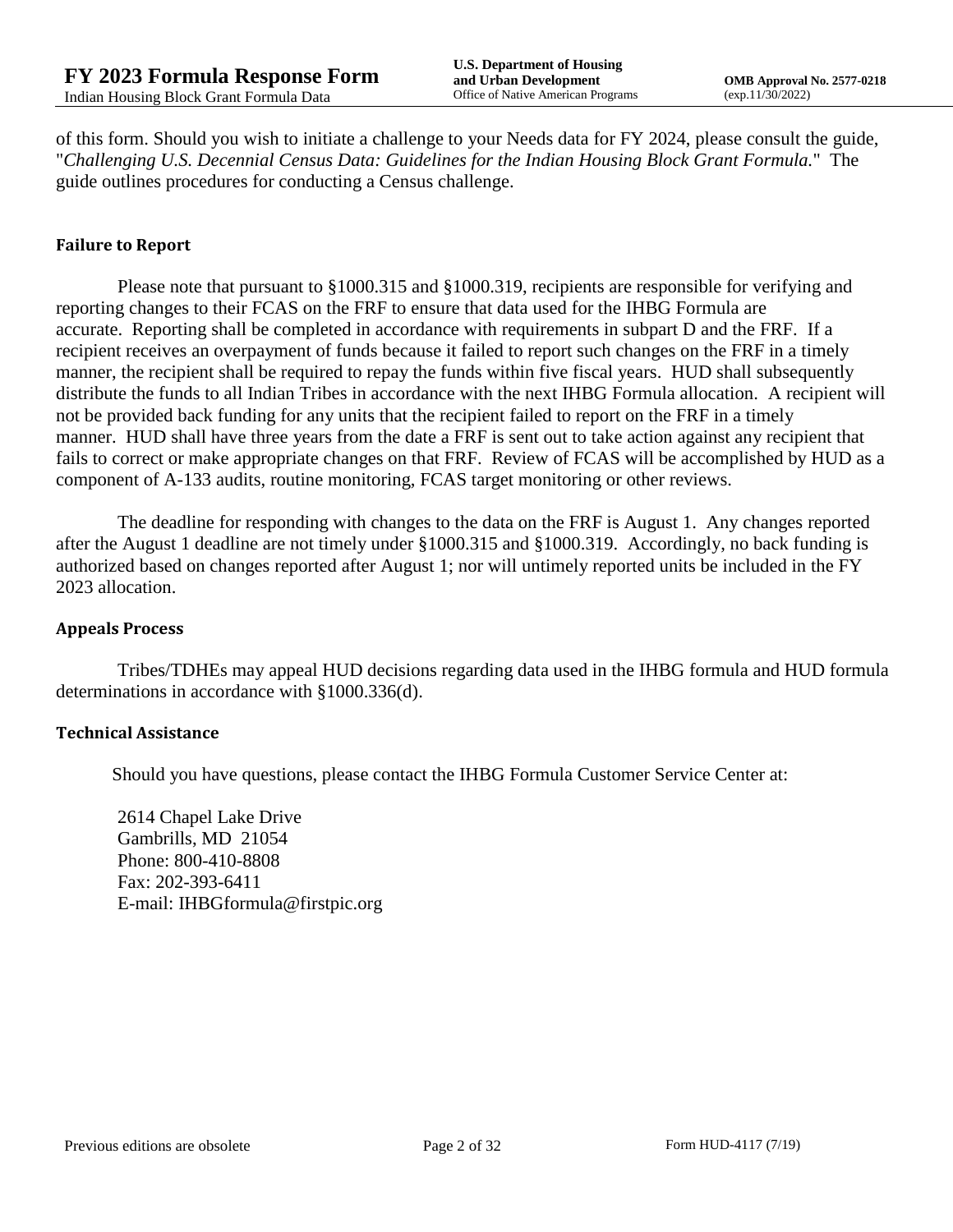of this form. Should you wish to initiate a challenge to your Needs data for FY 2024, please consult the guide, "*Challenging U.S. Decennial Census Data: Guidelines for the Indian Housing Block Grant Formula.*" The guide outlines procedures for conducting a Census challenge.

### Failure to Report

Please note that pursuant to §1000.315 and §1000.319, recipients are responsible for verifying and reporting changes to their FCAS on the FRF to ensure that data used for the IHBG Formula are accurate. Reporting shall be completed in accordance with requirements in subpart D and the FRF. If a recipient receives an overpayment of funds because it failed to report such changes on the FRF in a timely manner, the recipient shall be required to repay the funds within five fiscal years. HUD shall subsequently distribute the funds to all Indian Tribes in accordance with the next IHBG Formula allocation. A recipient will not be provided back funding for any units that the recipient failed to report on the FRF in a timely manner. HUD shall have three years from the date a FRF is sent out to take action against any recipient that fails to correct or make appropriate changes on that FRF. Review of FCAS will be accomplished by HUD as a component of A-133 audits, routine monitoring, FCAS target monitoring or other reviews.

The deadline for responding with changes to the data on the FRF is August 1. Any changes reported after the August 1 deadline are not timely under §1000.315 and §1000.319. Accordingly, no back funding is authorized based on changes reported after August 1; nor will untimely reported units be included in the FY 2023 allocation.

### Appeals Process

Tribes/TDHEs may appeal HUD decisions regarding data used in the IHBG formula and HUD formula determinations in accordance with §1000.336(d).

### Technical Assistance

Should you have questions, please contact the IHBG Formula Customer Service Center at:

2614 Chapel Lake Drive
Gambrills, MD 21054
Phone: 800-410-8808
Fax: 202-393-6411
E-mail: IHBGformula@firstpic.org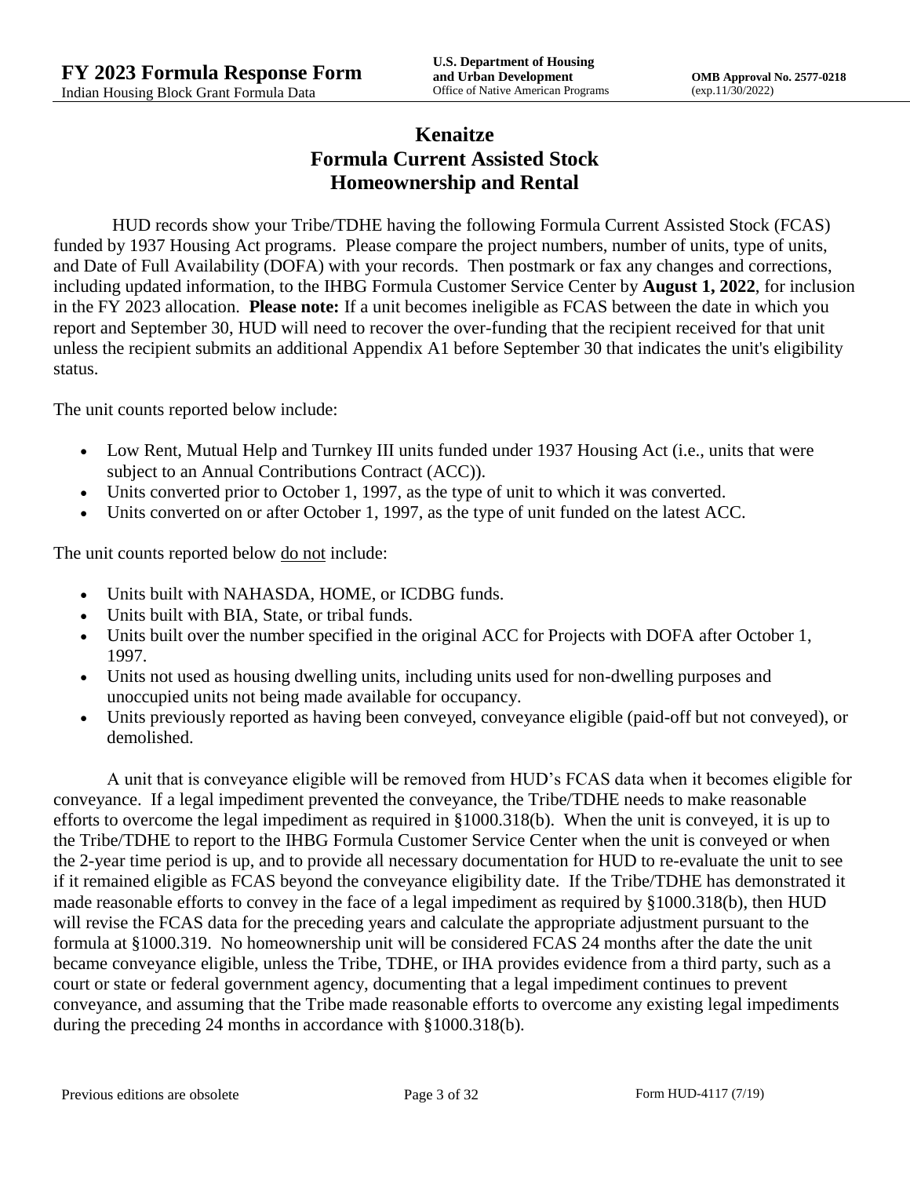# Kenaitze
# Formula Current Assisted Stock
# Homeownership and Rental

HUD records show your Tribe/TDHE having the following Formula Current Assisted Stock (FCAS) funded by 1937 Housing Act programs. Please compare the project numbers, number of units, type of units, and Date of Full Availability (DOFA) with your records. Then postmark or fax any changes and corrections, including updated information, to the IHBG Formula Customer Service Center by **August 1, 2022**, for inclusion in the FY 2023 allocation. **Please note:** If a unit becomes ineligible as FCAS between the date in which you report and September 30, HUD will need to recover the over-funding that the recipient received for that unit unless the recipient submits an additional Appendix A1 before September 30 that indicates the unit's eligibility status.

The unit counts reported below include:

- Low Rent, Mutual Help and Turnkey III units funded under 1937 Housing Act (i.e., units that were subject to an Annual Contributions Contract (ACC)).
- Units converted prior to October 1, 1997, as the type of unit to which it was converted.
- Units converted on or after October 1, 1997, as the type of unit funded on the latest ACC.

The unit counts reported below do not include:

- Units built with NAHASDA, HOME, or ICDBG funds.
- Units built with BIA, State, or tribal funds.
- Units built over the number specified in the original ACC for Projects with DOFA after October 1, 1997.
- Units not used as housing dwelling units, including units used for non-dwelling purposes and unoccupied units not being made available for occupancy.
- Units previously reported as having been conveyed, conveyance eligible (paid-off but not conveyed), or demolished.

A unit that is conveyance eligible will be removed from HUD's FCAS data when it becomes eligible for conveyance. If a legal impediment prevented the conveyance, the Tribe/TDHE needs to make reasonable efforts to overcome the legal impediment as required in §1000.318(b). When the unit is conveyed, it is up to the Tribe/TDHE to report to the IHBG Formula Customer Service Center when the unit is conveyed or when the 2-year time period is up, and to provide all necessary documentation for HUD to re-evaluate the unit to see if it remained eligible as FCAS beyond the conveyance eligibility date. If the Tribe/TDHE has demonstrated it made reasonable efforts to convey in the face of a legal impediment as required by §1000.318(b), then HUD will revise the FCAS data for the preceding years and calculate the appropriate adjustment pursuant to the formula at §1000.319. No homeownership unit will be considered FCAS 24 months after the date the unit became conveyance eligible, unless the Tribe, TDHE, or IHA provides evidence from a third party, such as a court or state or federal government agency, documenting that a legal impediment continues to prevent conveyance, and assuming that the Tribe made reasonable efforts to overcome any existing legal impediments during the preceding 24 months in accordance with §1000.318(b).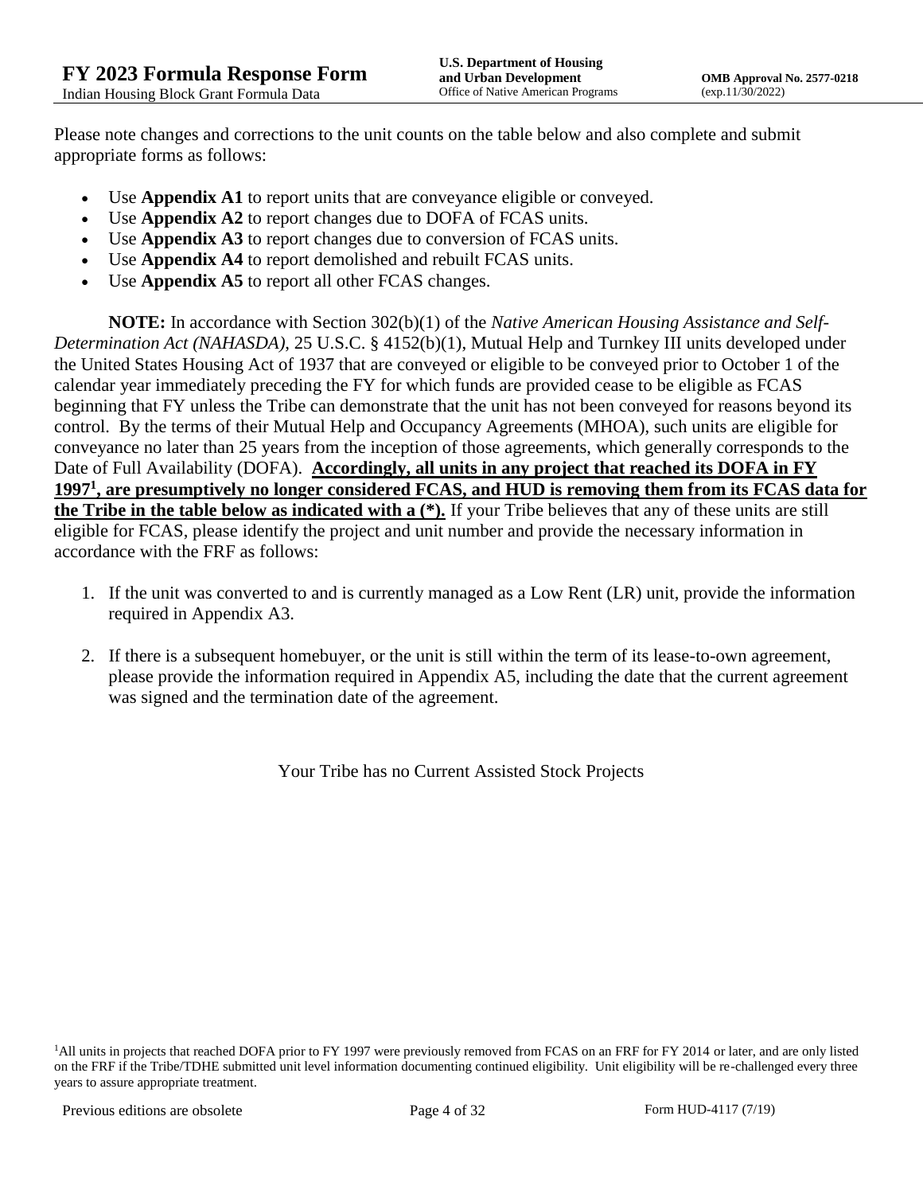Please note changes and corrections to the unit counts on the table below and also complete and submit appropriate forms as follows:

- Use **Appendix A1** to report units that are conveyance eligible or conveyed.
- Use **Appendix A2** to report changes due to DOFA of FCAS units.
- Use **Appendix A3** to report changes due to conversion of FCAS units.
- Use **Appendix A4** to report demolished and rebuilt FCAS units.
- Use **Appendix A5** to report all other FCAS changes.

**NOTE:** In accordance with Section 302(b)(1) of the *Native American Housing Assistance and Self-Determination Act (NAHASDA)*, 25 U.S.C. § 4152(b)(1), Mutual Help and Turnkey III units developed under the United States Housing Act of 1937 that are conveyed or eligible to be conveyed prior to October 1 of the calendar year immediately preceding the FY for which funds are provided cease to be eligible as FCAS beginning that FY unless the Tribe can demonstrate that the unit has not been conveyed for reasons beyond its control. By the terms of their Mutual Help and Occupancy Agreements (MHOA), such units are eligible for conveyance no later than 25 years from the inception of those agreements, which generally corresponds to the Date of Full Availability (DOFA). **Accordingly, all units in any project that reached its DOFA in FY 1997[1], are presumptively no longer considered FCAS, and HUD is removing them from its FCAS data for the Tribe in the table below as indicated with a (*).** If your Tribe believes that any of these units are still eligible for FCAS, please identify the project and unit number and provide the necessary information in accordance with the FRF as follows:

1. If the unit was converted to and is currently managed as a Low Rent (LR) unit, provide the information required in Appendix A3.
2. If there is a subsequent homebuyer, or the unit is still within the term of its lease-to-own agreement, please provide the information required in Appendix A5, including the date that the current agreement was signed and the termination date of the agreement.

Your Tribe has no Current Assisted Stock Projects

[1]All units in projects that reached DOFA prior to FY 1997 were previously removed from FCAS on an FRF for FY 2014 or later, and are only listed on the FRF if the Tribe/TDHE submitted unit level information documenting continued eligibility. Unit eligibility will be re-challenged every three years to assure appropriate treatment.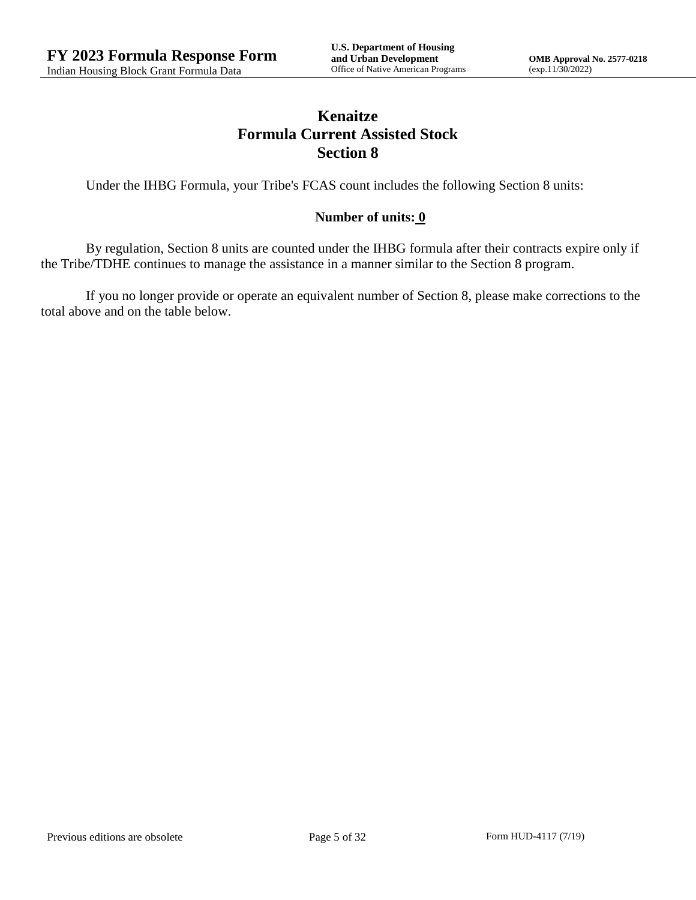# Kenaitze
## Formula Current Assisted Stock
## Section 8

Under the IHBG Formula, your Tribe's FCAS count includes the following Section 8 units:

**Number of units: 0**

By regulation, Section 8 units are counted under the IHBG formula after their contracts expire only if the Tribe/TDHE continues to manage the assistance in a manner similar to the Section 8 program.

If you no longer provide or operate an equivalent number of Section 8, please make corrections to the total above and on the table below.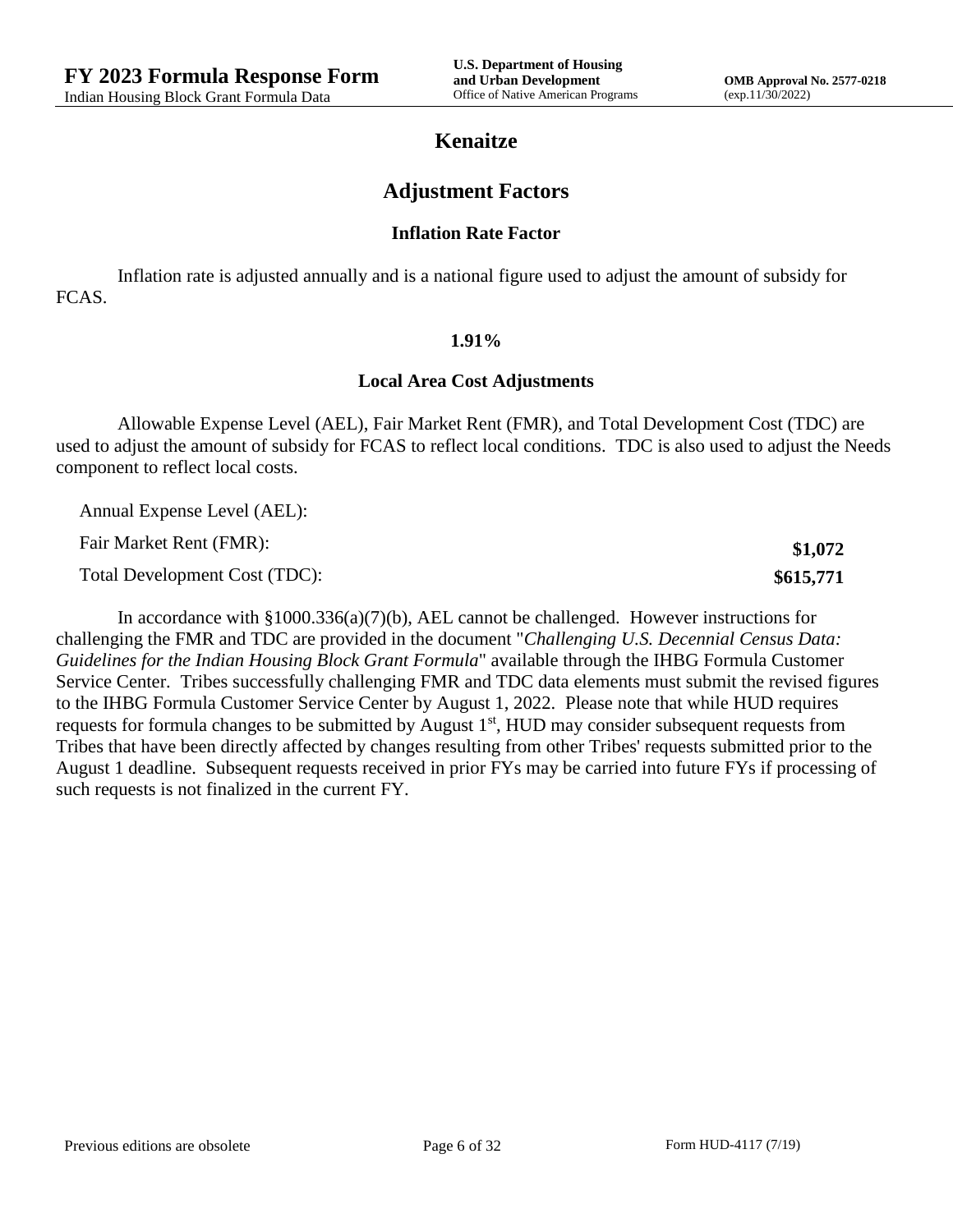# Kenaitze

## Adjustment Factors

### Inflation Rate Factor

Inflation rate is adjusted annually and is a national figure used to adjust the amount of subsidy for FCAS.

**1.91%**

### Local Area Cost Adjustments

Allowable Expense Level (AEL), Fair Market Rent (FMR), and Total Development Cost (TDC) are used to adjust the amount of subsidy for FCAS to reflect local conditions. TDC is also used to adjust the Needs component to reflect local costs.

| | |
|---|---|
| Annual Expense Level (AEL): | |
| Fair Market Rent (FMR): | **$1,072** |
| Total Development Cost (TDC): | **$615,771** |

In accordance with §1000.336(a)(7)(b), AEL cannot be challenged. However instructions for challenging the FMR and TDC are provided in the document "*Challenging U.S. Decennial Census Data: Guidelines for the Indian Housing Block Grant Formula*" available through the IHBG Formula Customer Service Center. Tribes successfully challenging FMR and TDC data elements must submit the revised figures to the IHBG Formula Customer Service Center by August 1, 2022. Please note that while HUD requires requests for formula changes to be submitted by August 1st, HUD may consider subsequent requests from Tribes that have been directly affected by changes resulting from other Tribes' requests submitted prior to the August 1 deadline. Subsequent requests received in prior FYs may be carried into future FYs if processing of such requests is not finalized in the current FY.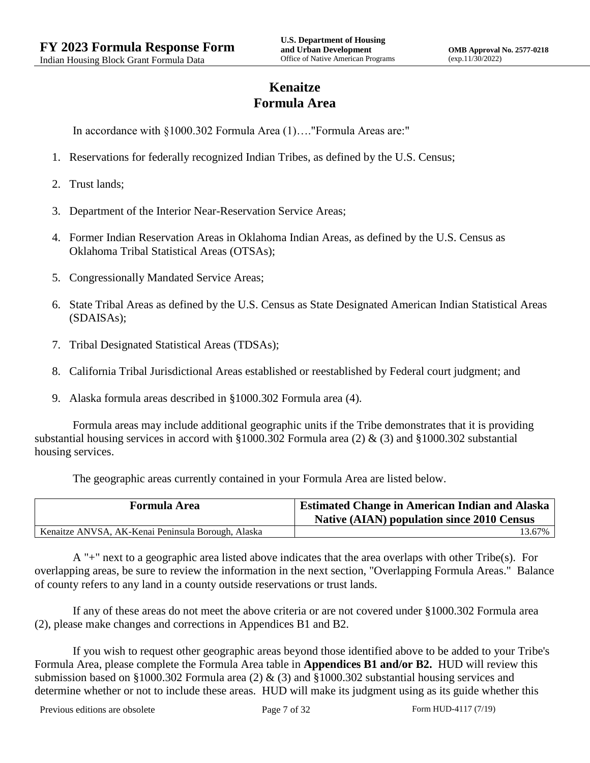# Kenaitze
# Formula Area

In accordance with §1000.302 Formula Area (1)…."Formula Areas are:"

1. Reservations for federally recognized Indian Tribes, as defined by the U.S. Census;
2. Trust lands;
3. Department of the Interior Near-Reservation Service Areas;
4. Former Indian Reservation Areas in Oklahoma Indian Areas, as defined by the U.S. Census as Oklahoma Tribal Statistical Areas (OTSAs);
5. Congressionally Mandated Service Areas;
6. State Tribal Areas as defined by the U.S. Census as State Designated American Indian Statistical Areas (SDAISAs);
7. Tribal Designated Statistical Areas (TDSAs);
8. California Tribal Jurisdictional Areas established or reestablished by Federal court judgment; and
9. Alaska formula areas described in §1000.302 Formula area (4).

Formula areas may include additional geographic units if the Tribe demonstrates that it is providing substantial housing services in accord with §1000.302 Formula area (2) & (3) and §1000.302 substantial housing services.

The geographic areas currently contained in your Formula Area are listed below.

| Formula Area | Estimated Change in American Indian and Alaska Native (AIAN) population since 2010 Census |
|---|---|
| Kenaitze ANVSA, AK-Kenai Peninsula Borough, Alaska | 13.67% |

A "+" next to a geographic area listed above indicates that the area overlaps with other Tribe(s). For overlapping areas, be sure to review the information in the next section, "Overlapping Formula Areas." Balance of county refers to any land in a county outside reservations or trust lands.

If any of these areas do not meet the above criteria or are not covered under §1000.302 Formula area (2), please make changes and corrections in Appendices B1 and B2.

If you wish to request other geographic areas beyond those identified above to be added to your Tribe's Formula Area, please complete the Formula Area table in **Appendices B1 and/or B2.** HUD will review this submission based on §1000.302 Formula area (2) & (3) and §1000.302 substantial housing services and determine whether or not to include these areas. HUD will make its judgment using as its guide whether this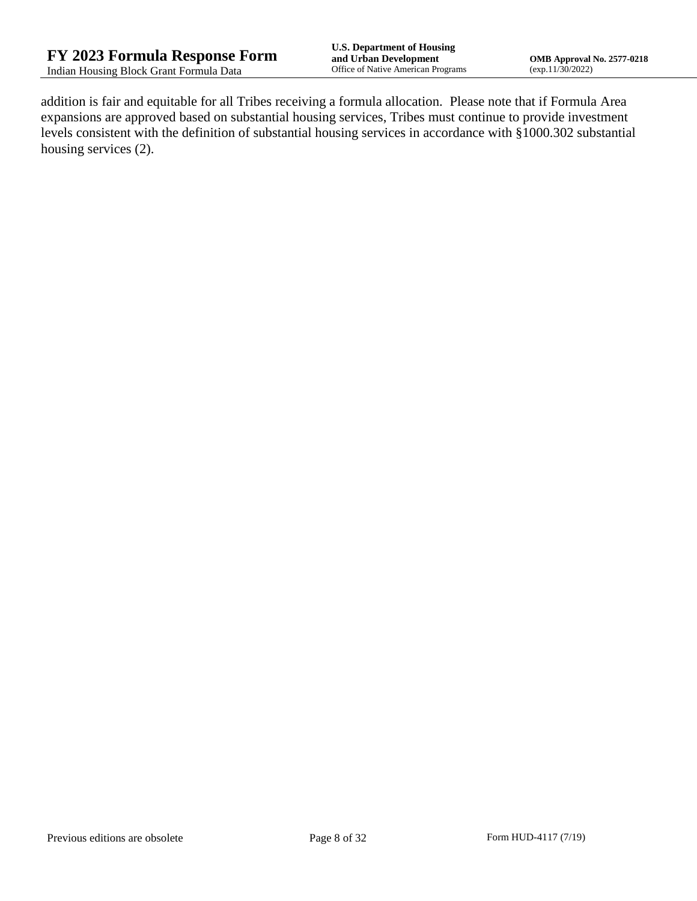addition is fair and equitable for all Tribes receiving a formula allocation. Please note that if Formula Area expansions are approved based on substantial housing services, Tribes must continue to provide investment levels consistent with the definition of substantial housing services in accordance with §1000.302 substantial housing services (2).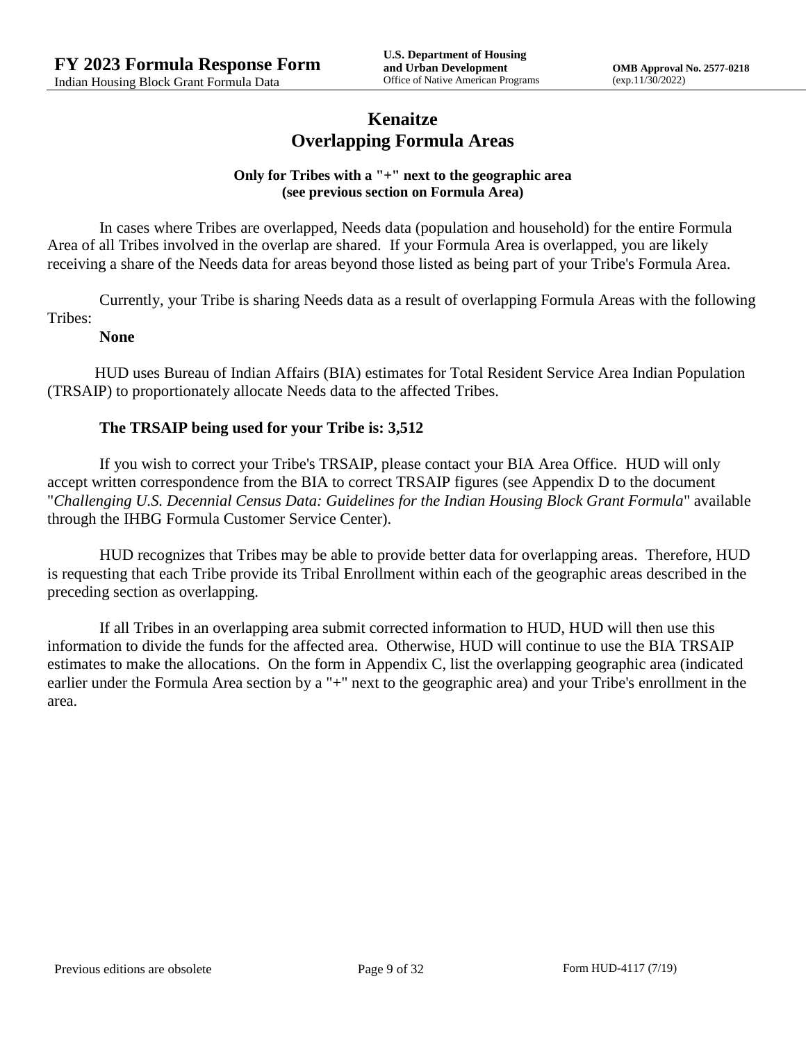# Kenaitze
## Overlapping Formula Areas

**Only for Tribes with a "+" next to the geographic area (see previous section on Formula Area)**

In cases where Tribes are overlapped, Needs data (population and household) for the entire Formula Area of all Tribes involved in the overlap are shared. If your Formula Area is overlapped, you are likely receiving a share of the Needs data for areas beyond those listed as being part of your Tribe's Formula Area.

Currently, your Tribe is sharing Needs data as a result of overlapping Formula Areas with the following Tribes:

**None**

HUD uses Bureau of Indian Affairs (BIA) estimates for Total Resident Service Area Indian Population (TRSAIP) to proportionately allocate Needs data to the affected Tribes.

**The TRSAIP being used for your Tribe is: 3,512**

If you wish to correct your Tribe's TRSAIP, please contact your BIA Area Office. HUD will only accept written correspondence from the BIA to correct TRSAIP figures (see Appendix D to the document "*Challenging U.S. Decennial Census Data: Guidelines for the Indian Housing Block Grant Formula*" available through the IHBG Formula Customer Service Center).

HUD recognizes that Tribes may be able to provide better data for overlapping areas. Therefore, HUD is requesting that each Tribe provide its Tribal Enrollment within each of the geographic areas described in the preceding section as overlapping.

If all Tribes in an overlapping area submit corrected information to HUD, HUD will then use this information to divide the funds for the affected area. Otherwise, HUD will continue to use the BIA TRSAIP estimates to make the allocations. On the form in Appendix C, list the overlapping geographic area (indicated earlier under the Formula Area section by a "+" next to the geographic area) and your Tribe's enrollment in the area.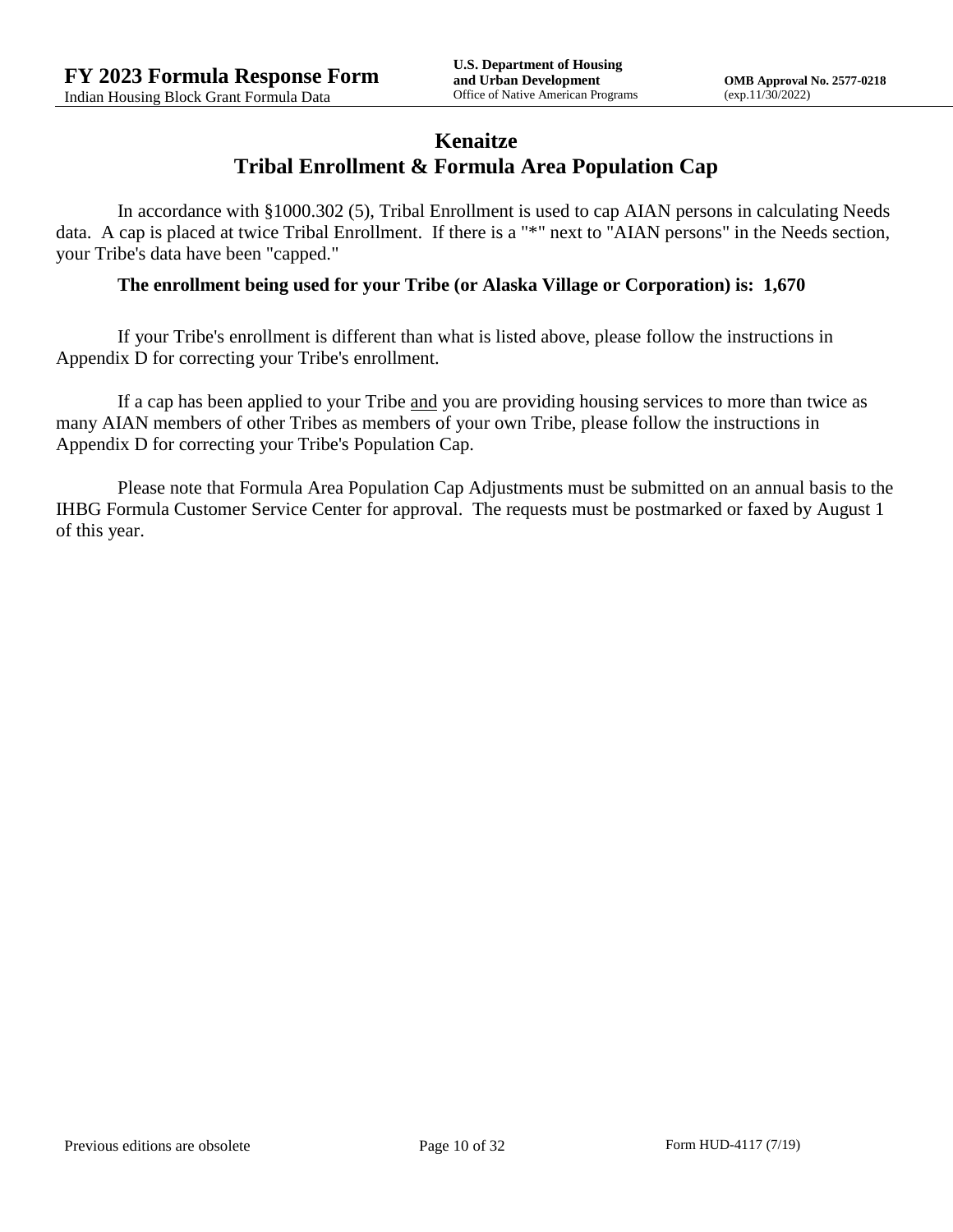# Kenaitze
## Tribal Enrollment & Formula Area Population Cap

In accordance with §1000.302 (5), Tribal Enrollment is used to cap AIAN persons in calculating Needs data. A cap is placed at twice Tribal Enrollment. If there is a "*" next to "AIAN persons" in the Needs section, your Tribe's data have been "capped."

**The enrollment being used for your Tribe (or Alaska Village or Corporation) is: 1,670**

If your Tribe's enrollment is different than what is listed above, please follow the instructions in Appendix D for correcting your Tribe's enrollment.

If a cap has been applied to your Tribe and you are providing housing services to more than twice as many AIAN members of other Tribes as members of your own Tribe, please follow the instructions in Appendix D for correcting your Tribe's Population Cap.

Please note that Formula Area Population Cap Adjustments must be submitted on an annual basis to the IHBG Formula Customer Service Center for approval. The requests must be postmarked or faxed by August 1 of this year.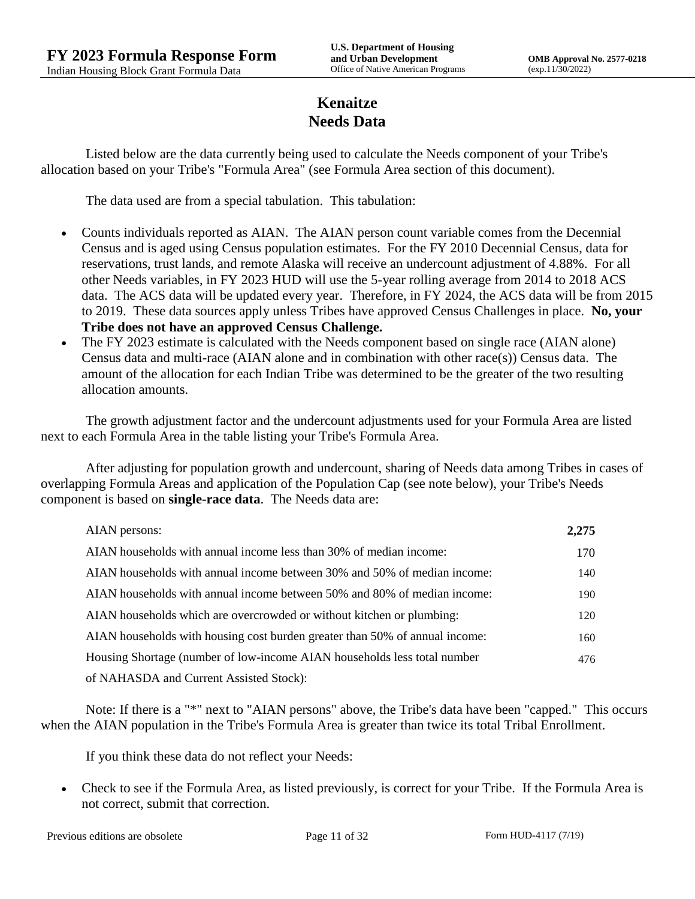# Kenaitze
# Needs Data

Listed below are the data currently being used to calculate the Needs component of your Tribe's allocation based on your Tribe's "Formula Area" (see Formula Area section of this document).

The data used are from a special tabulation. This tabulation:

- Counts individuals reported as AIAN. The AIAN person count variable comes from the Decennial Census and is aged using Census population estimates. For the FY 2010 Decennial Census, data for reservations, trust lands, and remote Alaska will receive an undercount adjustment of 4.88%. For all other Needs variables, in FY 2023 HUD will use the 5-year rolling average from 2014 to 2018 ACS data. The ACS data will be updated every year. Therefore, in FY 2024, the ACS data will be from 2015 to 2019. These data sources apply unless Tribes have approved Census Challenges in place. **No, your Tribe does not have an approved Census Challenge.**
- The FY 2023 estimate is calculated with the Needs component based on single race (AIAN alone) Census data and multi-race (AIAN alone and in combination with other race(s)) Census data. The amount of the allocation for each Indian Tribe was determined to be the greater of the two resulting allocation amounts.

The growth adjustment factor and the undercount adjustments used for your Formula Area are listed next to each Formula Area in the table listing your Tribe's Formula Area.

After adjusting for population growth and undercount, sharing of Needs data among Tribes in cases of overlapping Formula Areas and application of the Population Cap (see note below), your Tribe's Needs component is based on **single-race data**. The Needs data are:

| | |
|---|---|
| AIAN persons: | **2,275** |
| AIAN households with annual income less than 30% of median income: | 170 |
| AIAN households with annual income between 30% and 50% of median income: | 140 |
| AIAN households with annual income between 50% and 80% of median income: | 190 |
| AIAN households which are overcrowded or without kitchen or plumbing: | 120 |
| AIAN households with housing cost burden greater than 50% of annual income: | 160 |
| Housing Shortage (number of low-income AIAN households less total number of NAHASDA and Current Assisted Stock): | 476 |

Note: If there is a "*" next to "AIAN persons" above, the Tribe's data have been "capped." This occurs when the AIAN population in the Tribe's Formula Area is greater than twice its total Tribal Enrollment.

If you think these data do not reflect your Needs:

- Check to see if the Formula Area, as listed previously, is correct for your Tribe. If the Formula Area is not correct, submit that correction.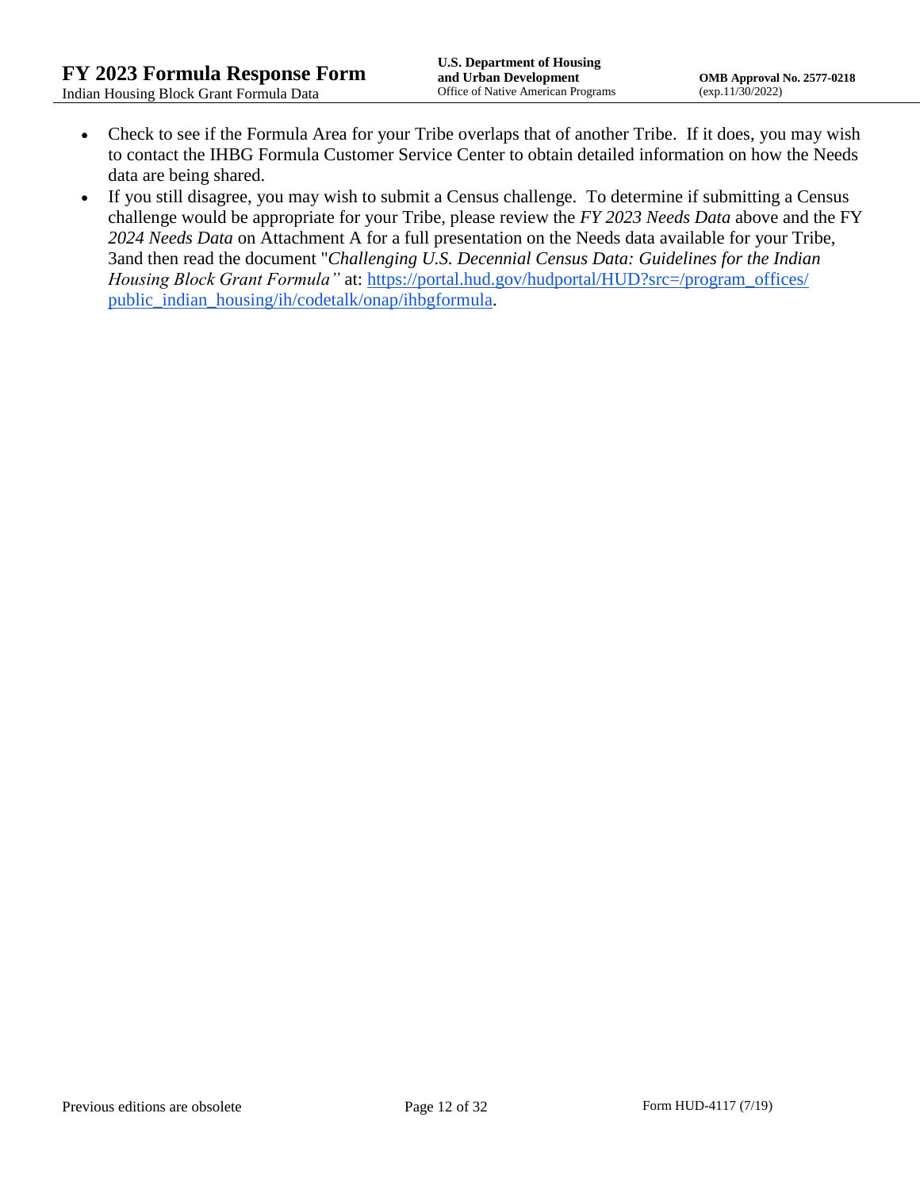- Check to see if the Formula Area for your Tribe overlaps that of another Tribe. If it does, you may wish to contact the IHBG Formula Customer Service Center to obtain detailed information on how the Needs data are being shared.
- If you still disagree, you may wish to submit a Census challenge. To determine if submitting a Census challenge would be appropriate for your Tribe, please review the *FY 2023 Needs Data* above and the FY *2024 Needs Data* on Attachment A for a full presentation on the Needs data available for your Tribe, 3and then read the document "*Challenging U.S. Decennial Census Data: Guidelines for the Indian Housing Block Grant Formula"* at: [https://portal.hud.gov/hudportal/HUD?src=/program_offices/public_indian_housing/ih/codetalk/onap/ihbgformula](https://portal.hud.gov/hudportal/HUD?src=/program_offices/public_indian_housing/ih/codetalk/onap/ihbgformula).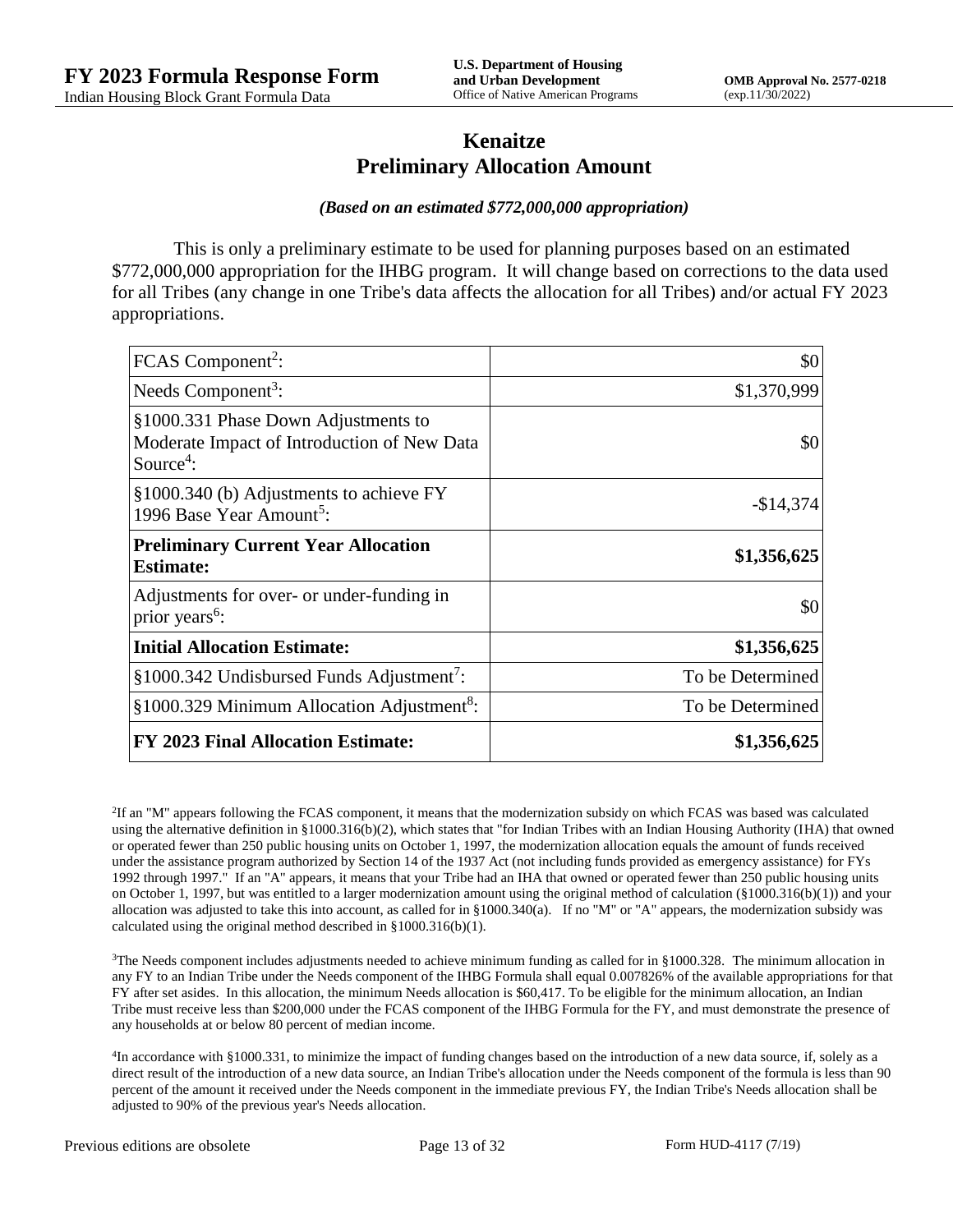# Kenaitze
## Preliminary Allocation Amount

***(Based on an estimated $772,000,000 appropriation)***

This is only a preliminary estimate to be used for planning purposes based on an estimated $772,000,000 appropriation for the IHBG program. It will change based on corrections to the data used for all Tribes (any change in one Tribe's data affects the allocation for all Tribes) and/or actual FY 2023 appropriations.

| | |
|---|---:|
| FCAS Component[2]: | $0 |
| Needs Component[3]: | $1,370,999 |
| §1000.331 Phase Down Adjustments to Moderate Impact of Introduction of New Data Source[4]: | $0 |
| §1000.340 (b) Adjustments to achieve FY 1996 Base Year Amount[5]: | -$14,374 |
| **Preliminary Current Year Allocation Estimate:** | **$1,356,625** |
| Adjustments for over- or under-funding in prior years[6]: | $0 |
| **Initial Allocation Estimate:** | **$1,356,625** |
| §1000.342 Undisbursed Funds Adjustment[7]: | To be Determined |
| §1000.329 Minimum Allocation Adjustment[8]: | To be Determined |
| **FY 2023 Final Allocation Estimate:** | **$1,356,625** |

[2]If an "M" appears following the FCAS component, it means that the modernization subsidy on which FCAS was based was calculated using the alternative definition in §1000.316(b)(2), which states that "for Indian Tribes with an Indian Housing Authority (IHA) that owned or operated fewer than 250 public housing units on October 1, 1997, the modernization allocation equals the amount of funds received under the assistance program authorized by Section 14 of the 1937 Act (not including funds provided as emergency assistance) for FYs 1992 through 1997." If an "A" appears, it means that your Tribe had an IHA that owned or operated fewer than 250 public housing units on October 1, 1997, but was entitled to a larger modernization amount using the original method of calculation (§1000.316(b)(1)) and your allocation was adjusted to take this into account, as called for in §1000.340(a). If no "M" or "A" appears, the modernization subsidy was calculated using the original method described in §1000.316(b)(1).

[3]The Needs component includes adjustments needed to achieve minimum funding as called for in §1000.328. The minimum allocation in any FY to an Indian Tribe under the Needs component of the IHBG Formula shall equal 0.007826% of the available appropriations for that FY after set asides. In this allocation, the minimum Needs allocation is $60,417. To be eligible for the minimum allocation, an Indian Tribe must receive less than $200,000 under the FCAS component of the IHBG Formula for the FY, and must demonstrate the presence of any households at or below 80 percent of median income.

[4]In accordance with §1000.331, to minimize the impact of funding changes based on the introduction of a new data source, if, solely as a direct result of the introduction of a new data source, an Indian Tribe's allocation under the Needs component of the formula is less than 90 percent of the amount it received under the Needs component in the immediate previous FY, the Indian Tribe's Needs allocation shall be adjusted to 90% of the previous year's Needs allocation.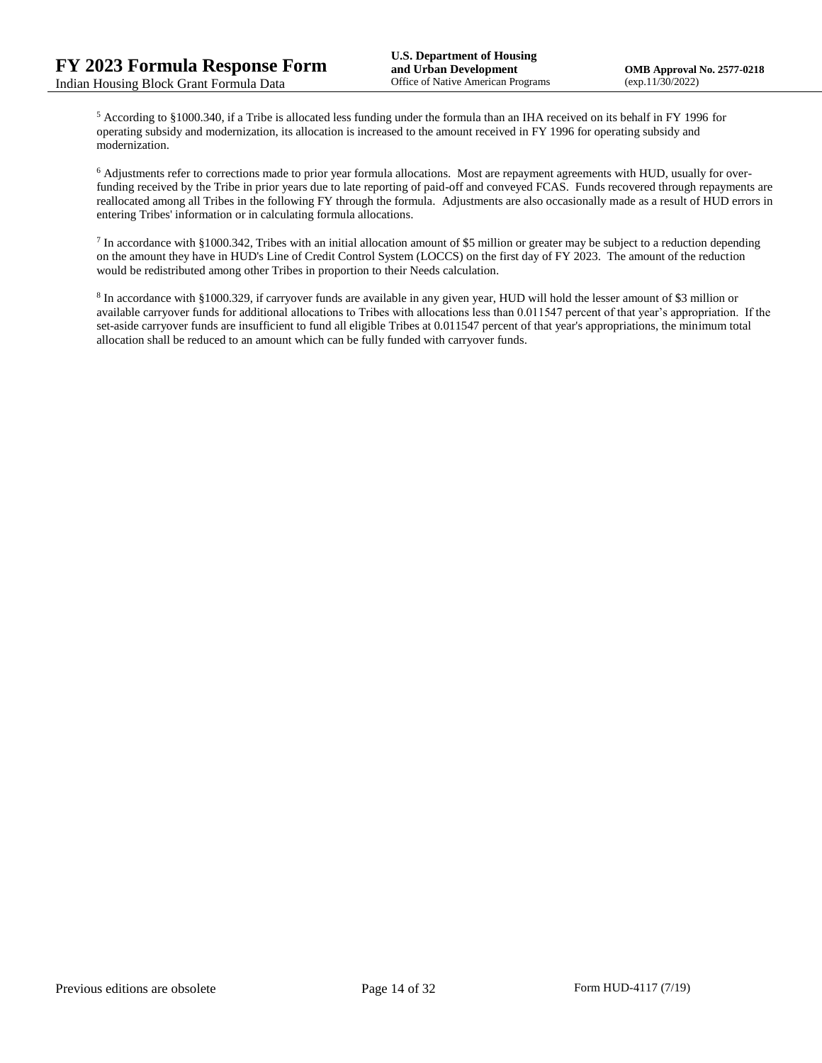[5] According to §1000.340, if a Tribe is allocated less funding under the formula than an IHA received on its behalf in FY 1996 for operating subsidy and modernization, its allocation is increased to the amount received in FY 1996 for operating subsidy and modernization.

[6] Adjustments refer to corrections made to prior year formula allocations. Most are repayment agreements with HUD, usually for over-funding received by the Tribe in prior years due to late reporting of paid-off and conveyed FCAS. Funds recovered through repayments are reallocated among all Tribes in the following FY through the formula. Adjustments are also occasionally made as a result of HUD errors in entering Tribes' information or in calculating formula allocations.

[7] In accordance with §1000.342, Tribes with an initial allocation amount of $5 million or greater may be subject to a reduction depending on the amount they have in HUD's Line of Credit Control System (LOCCS) on the first day of FY 2023. The amount of the reduction would be redistributed among other Tribes in proportion to their Needs calculation.

[8] In accordance with §1000.329, if carryover funds are available in any given year, HUD will hold the lesser amount of $3 million or available carryover funds for additional allocations to Tribes with allocations less than 0.011547 percent of that year's appropriation. If the set-aside carryover funds are insufficient to fund all eligible Tribes at 0.011547 percent of that year's appropriations, the minimum total allocation shall be reduced to an amount which can be fully funded with carryover funds.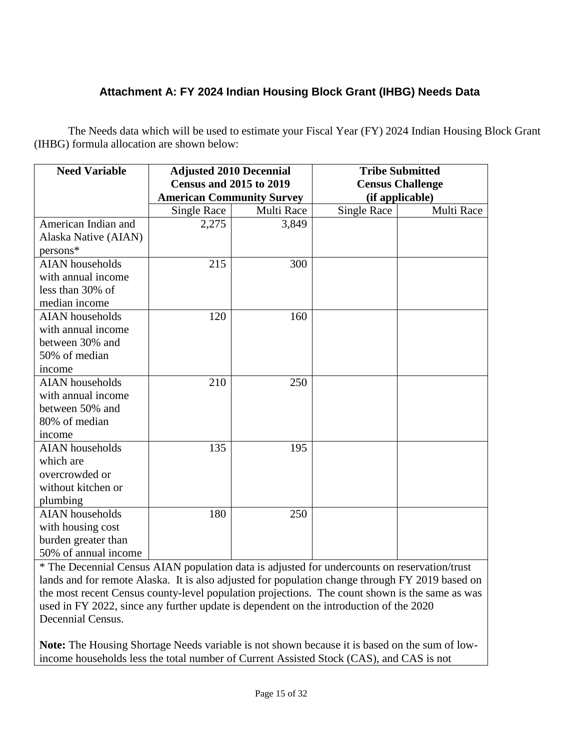### Attachment A: FY 2024 Indian Housing Block Grant (IHBG) Needs Data

The Needs data which will be used to estimate your Fiscal Year (FY) 2024 Indian Housing Block Grant (IHBG) formula allocation are shown below:

| Need Variable | Adjusted 2010 Decennial Census and 2015 to 2019 American Community Survey | | Tribe Submitted Census Challenge (if applicable) | |
|---|---|---|---|---|
| | Single Race | Multi Race | Single Race | Multi Race |
| American Indian and Alaska Native (AIAN) persons* | 2,275 | 3,849 | | |
| AIAN households with annual income less than 30% of median income | 215 | 300 | | |
| AIAN households with annual income between 30% and 50% of median income | 120 | 160 | | |
| AIAN households with annual income between 50% and 80% of median income | 210 | 250 | | |
| AIAN households which are overcrowded or without kitchen or plumbing | 135 | 195 | | |
| AIAN households with housing cost burden greater than 50% of annual income | 180 | 250 | | |

* The Decennial Census AIAN population data is adjusted for undercounts on reservation/trust lands and for remote Alaska. It is also adjusted for population change through FY 2019 based on the most recent Census county-level population projections. The count shown is the same as was used in FY 2022, since any further update is dependent on the introduction of the 2020 Decennial Census.

**Note:** The Housing Shortage Needs variable is not shown because it is based on the sum of low-income households less the total number of Current Assisted Stock (CAS), and CAS is not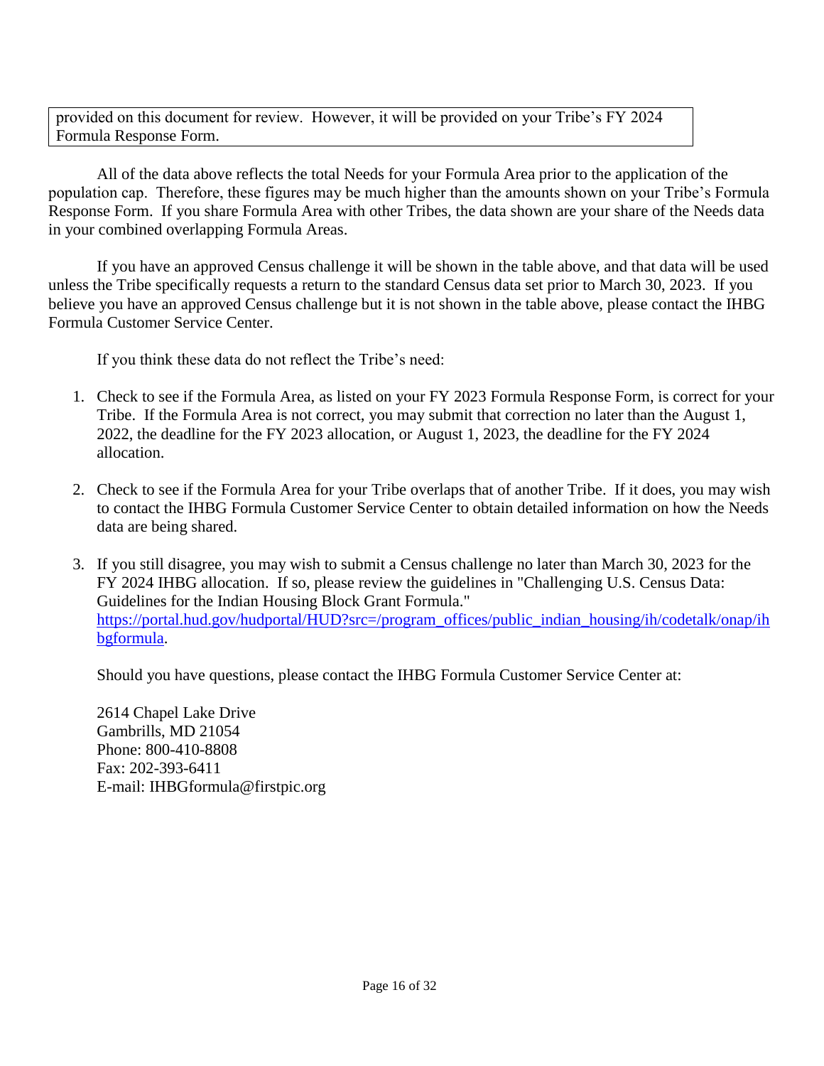provided on this document for review. However, it will be provided on your Tribe's FY 2024 Formula Response Form.

All of the data above reflects the total Needs for your Formula Area prior to the application of the population cap. Therefore, these figures may be much higher than the amounts shown on your Tribe's Formula Response Form. If you share Formula Area with other Tribes, the data shown are your share of the Needs data in your combined overlapping Formula Areas.

If you have an approved Census challenge it will be shown in the table above, and that data will be used unless the Tribe specifically requests a return to the standard Census data set prior to March 30, 2023. If you believe you have an approved Census challenge but it is not shown in the table above, please contact the IHBG Formula Customer Service Center.

If you think these data do not reflect the Tribe's need:

1. Check to see if the Formula Area, as listed on your FY 2023 Formula Response Form, is correct for your Tribe. If the Formula Area is not correct, you may submit that correction no later than the August 1, 2022, the deadline for the FY 2023 allocation, or August 1, 2023, the deadline for the FY 2024 allocation.

2. Check to see if the Formula Area for your Tribe overlaps that of another Tribe. If it does, you may wish to contact the IHBG Formula Customer Service Center to obtain detailed information on how the Needs data are being shared.

3. If you still disagree, you may wish to submit a Census challenge no later than March 30, 2023 for the FY 2024 IHBG allocation. If so, please review the guidelines in "Challenging U.S. Census Data: Guidelines for the Indian Housing Block Grant Formula." https://portal.hud.gov/hudportal/HUD?src=/program_offices/public_indian_housing/ih/codetalk/onap/ihbgformula.

Should you have questions, please contact the IHBG Formula Customer Service Center at:

2614 Chapel Lake Drive
Gambrills, MD 21054
Phone: 800-410-8808
Fax: 202-393-6411
E-mail: IHBGformula@firstpic.org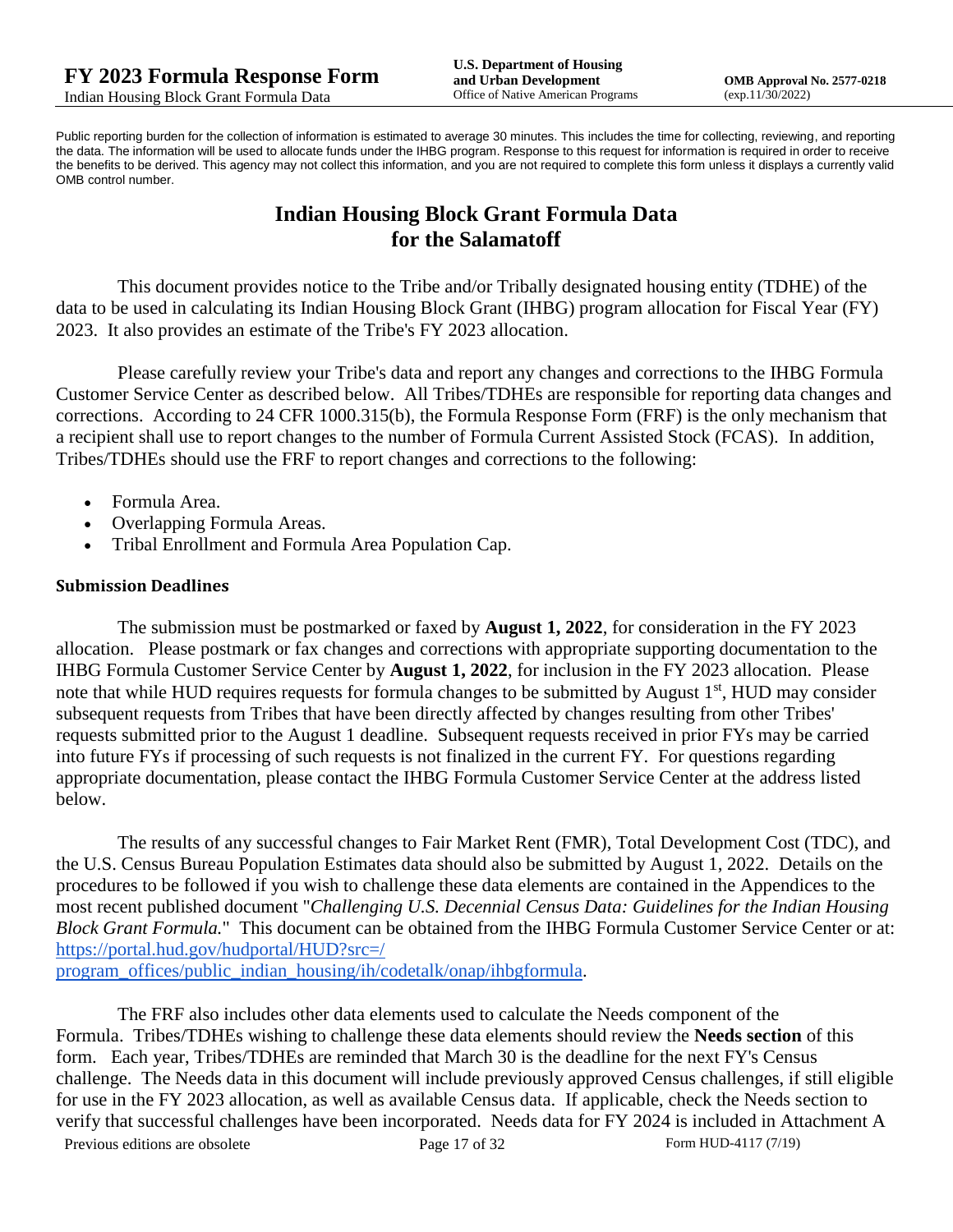Public reporting burden for the collection of information is estimated to average 30 minutes. This includes the time for collecting, reviewing, and reporting the data. The information will be used to allocate funds under the IHBG program. Response to this request for information is required in order to receive the benefits to be derived. This agency may not collect this information, and you are not required to complete this form unless it displays a currently valid OMB control number.

# Indian Housing Block Grant Formula Data for the Salamatoff

This document provides notice to the Tribe and/or Tribally designated housing entity (TDHE) of the data to be used in calculating its Indian Housing Block Grant (IHBG) program allocation for Fiscal Year (FY) 2023. It also provides an estimate of the Tribe's FY 2023 allocation.

Please carefully review your Tribe's data and report any changes and corrections to the IHBG Formula Customer Service Center as described below. All Tribes/TDHEs are responsible for reporting data changes and corrections. According to 24 CFR 1000.315(b), the Formula Response Form (FRF) is the only mechanism that a recipient shall use to report changes to the number of Formula Current Assisted Stock (FCAS). In addition, Tribes/TDHEs should use the FRF to report changes and corrections to the following:

- Formula Area.
- Overlapping Formula Areas.
- Tribal Enrollment and Formula Area Population Cap.

### Submission Deadlines

The submission must be postmarked or faxed by **August 1, 2022**, for consideration in the FY 2023 allocation. Please postmark or fax changes and corrections with appropriate supporting documentation to the IHBG Formula Customer Service Center by **August 1, 2022**, for inclusion in the FY 2023 allocation. Please note that while HUD requires requests for formula changes to be submitted by August 1st, HUD may consider subsequent requests from Tribes that have been directly affected by changes resulting from other Tribes' requests submitted prior to the August 1 deadline. Subsequent requests received in prior FYs may be carried into future FYs if processing of such requests is not finalized in the current FY. For questions regarding appropriate documentation, please contact the IHBG Formula Customer Service Center at the address listed below.

The results of any successful changes to Fair Market Rent (FMR), Total Development Cost (TDC), and the U.S. Census Bureau Population Estimates data should also be submitted by August 1, 2022. Details on the procedures to be followed if you wish to challenge these data elements are contained in the Appendices to the most recent published document "*Challenging U.S. Decennial Census Data: Guidelines for the Indian Housing Block Grant Formula.*" This document can be obtained from the IHBG Formula Customer Service Center or at: https://portal.hud.gov/hudportal/HUD?src=/program_offices/public_indian_housing/ih/codetalk/onap/ihbgformula.

The FRF also includes other data elements used to calculate the Needs component of the Formula. Tribes/TDHEs wishing to challenge these data elements should review the **Needs section** of this form. Each year, Tribes/TDHEs are reminded that March 30 is the deadline for the next FY's Census challenge. The Needs data in this document will include previously approved Census challenges, if still eligible for use in the FY 2023 allocation, as well as available Census data. If applicable, check the Needs section to verify that successful challenges have been incorporated. Needs data for FY 2024 is included in Attachment A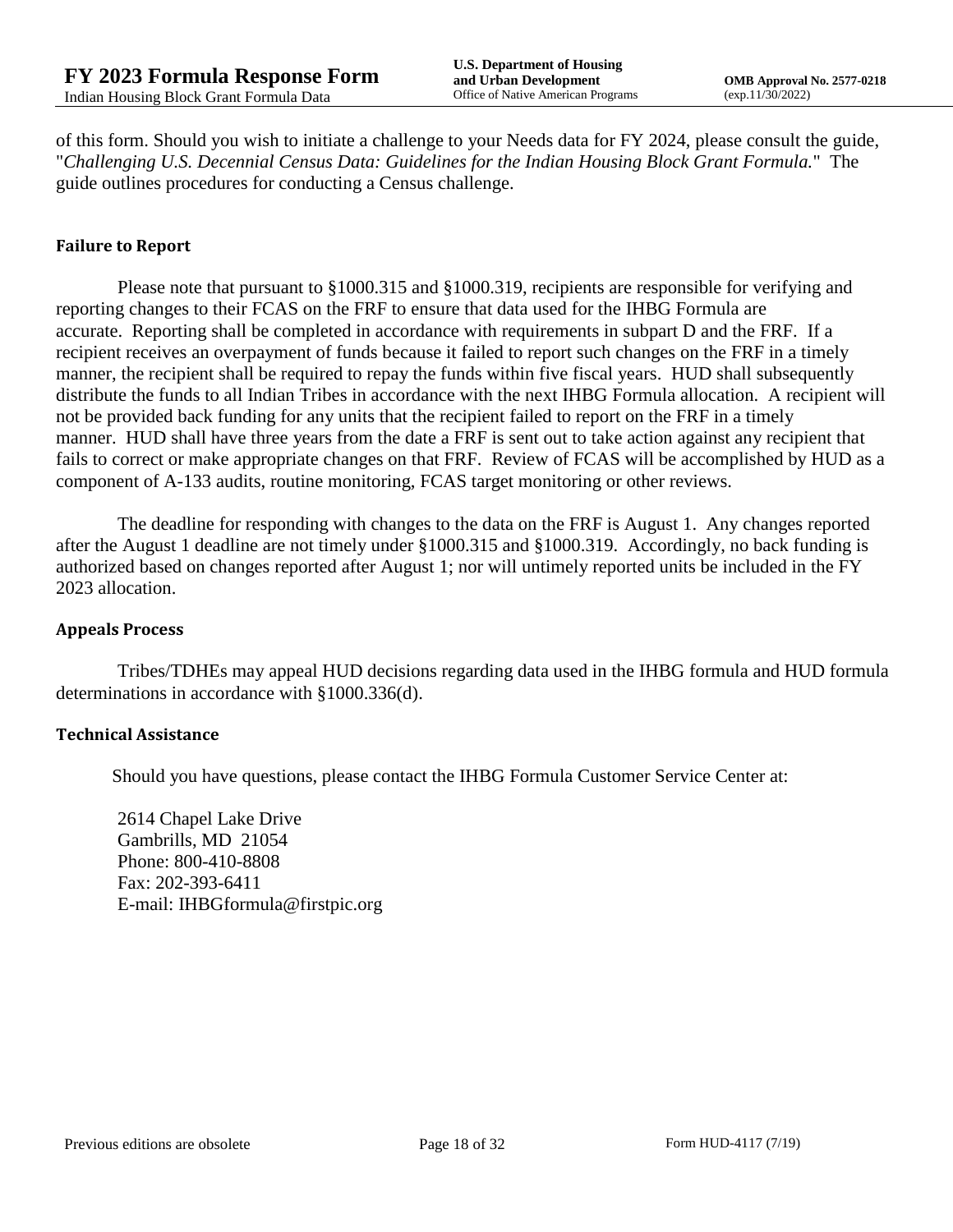of this form. Should you wish to initiate a challenge to your Needs data for FY 2024, please consult the guide, "*Challenging U.S. Decennial Census Data: Guidelines for the Indian Housing Block Grant Formula.*" The guide outlines procedures for conducting a Census challenge.

**Failure to Report**

Please note that pursuant to §1000.315 and §1000.319, recipients are responsible for verifying and reporting changes to their FCAS on the FRF to ensure that data used for the IHBG Formula are accurate. Reporting shall be completed in accordance with requirements in subpart D and the FRF. If a recipient receives an overpayment of funds because it failed to report such changes on the FRF in a timely manner, the recipient shall be required to repay the funds within five fiscal years. HUD shall subsequently distribute the funds to all Indian Tribes in accordance with the next IHBG Formula allocation. A recipient will not be provided back funding for any units that the recipient failed to report on the FRF in a timely manner. HUD shall have three years from the date a FRF is sent out to take action against any recipient that fails to correct or make appropriate changes on that FRF. Review of FCAS will be accomplished by HUD as a component of A-133 audits, routine monitoring, FCAS target monitoring or other reviews.

The deadline for responding with changes to the data on the FRF is August 1. Any changes reported after the August 1 deadline are not timely under §1000.315 and §1000.319. Accordingly, no back funding is authorized based on changes reported after August 1; nor will untimely reported units be included in the FY 2023 allocation.

**Appeals Process**

Tribes/TDHEs may appeal HUD decisions regarding data used in the IHBG formula and HUD formula determinations in accordance with §1000.336(d).

**Technical Assistance**

Should you have questions, please contact the IHBG Formula Customer Service Center at:

2614 Chapel Lake Drive
Gambrills, MD 21054
Phone: 800-410-8808
Fax: 202-393-6411
E-mail: IHBGformula@firstpic.org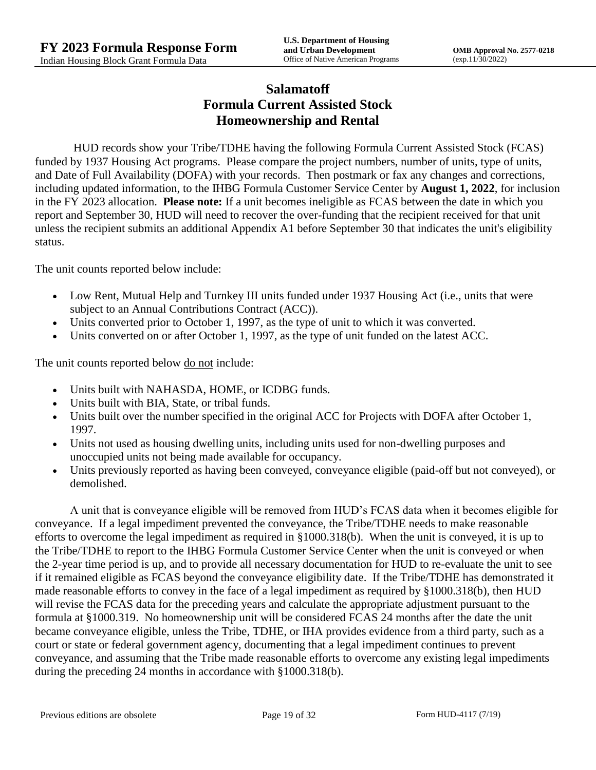# Salamatoff
# Formula Current Assisted Stock
# Homeownership and Rental

HUD records show your Tribe/TDHE having the following Formula Current Assisted Stock (FCAS) funded by 1937 Housing Act programs. Please compare the project numbers, number of units, type of units, and Date of Full Availability (DOFA) with your records. Then postmark or fax any changes and corrections, including updated information, to the IHBG Formula Customer Service Center by **August 1, 2022**, for inclusion in the FY 2023 allocation. **Please note:** If a unit becomes ineligible as FCAS between the date in which you report and September 30, HUD will need to recover the over-funding that the recipient received for that unit unless the recipient submits an additional Appendix A1 before September 30 that indicates the unit's eligibility status.

The unit counts reported below include:

- Low Rent, Mutual Help and Turnkey III units funded under 1937 Housing Act (i.e., units that were subject to an Annual Contributions Contract (ACC)).
- Units converted prior to October 1, 1997, as the type of unit to which it was converted.
- Units converted on or after October 1, 1997, as the type of unit funded on the latest ACC.

The unit counts reported below do not include:

- Units built with NAHASDA, HOME, or ICDBG funds.
- Units built with BIA, State, or tribal funds.
- Units built over the number specified in the original ACC for Projects with DOFA after October 1, 1997.
- Units not used as housing dwelling units, including units used for non-dwelling purposes and unoccupied units not being made available for occupancy.
- Units previously reported as having been conveyed, conveyance eligible (paid-off but not conveyed), or demolished.

A unit that is conveyance eligible will be removed from HUD's FCAS data when it becomes eligible for conveyance. If a legal impediment prevented the conveyance, the Tribe/TDHE needs to make reasonable efforts to overcome the legal impediment as required in §1000.318(b). When the unit is conveyed, it is up to the Tribe/TDHE to report to the IHBG Formula Customer Service Center when the unit is conveyed or when the 2-year time period is up, and to provide all necessary documentation for HUD to re-evaluate the unit to see if it remained eligible as FCAS beyond the conveyance eligibility date. If the Tribe/TDHE has demonstrated it made reasonable efforts to convey in the face of a legal impediment as required by §1000.318(b), then HUD will revise the FCAS data for the preceding years and calculate the appropriate adjustment pursuant to the formula at §1000.319. No homeownership unit will be considered FCAS 24 months after the date the unit became conveyance eligible, unless the Tribe, TDHE, or IHA provides evidence from a third party, such as a court or state or federal government agency, documenting that a legal impediment continues to prevent conveyance, and assuming that the Tribe made reasonable efforts to overcome any existing legal impediments during the preceding 24 months in accordance with §1000.318(b).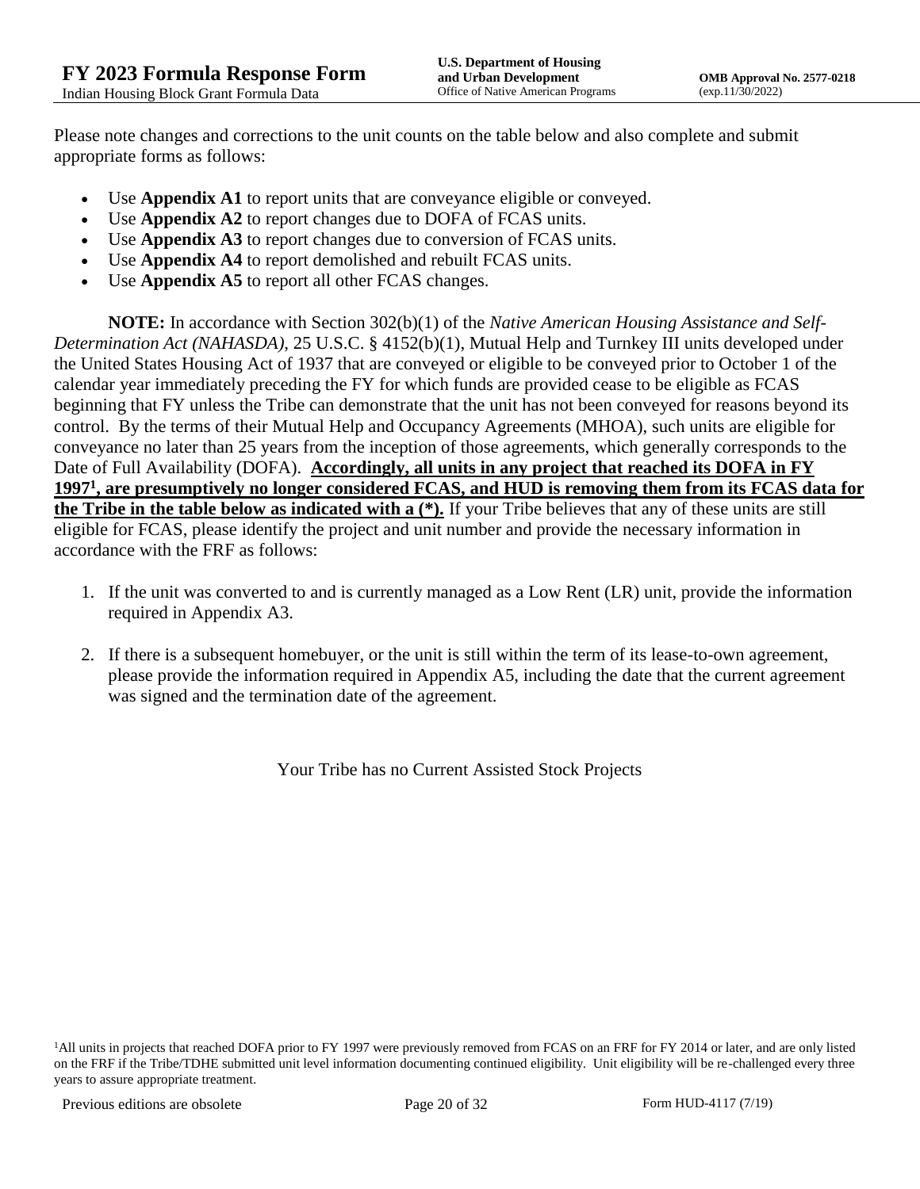Please note changes and corrections to the unit counts on the table below and also complete and submit appropriate forms as follows:

- Use **Appendix A1** to report units that are conveyance eligible or conveyed.
- Use **Appendix A2** to report changes due to DOFA of FCAS units.
- Use **Appendix A3** to report changes due to conversion of FCAS units.
- Use **Appendix A4** to report demolished and rebuilt FCAS units.
- Use **Appendix A5** to report all other FCAS changes.

**NOTE:** In accordance with Section 302(b)(1) of the *Native American Housing Assistance and Self-Determination Act (NAHASDA)*, 25 U.S.C. § 4152(b)(1), Mutual Help and Turnkey III units developed under the United States Housing Act of 1937 that are conveyed or eligible to be conveyed prior to October 1 of the calendar year immediately preceding the FY for which funds are provided cease to be eligible as FCAS beginning that FY unless the Tribe can demonstrate that the unit has not been conveyed for reasons beyond its control. By the terms of their Mutual Help and Occupancy Agreements (MHOA), such units are eligible for conveyance no later than 25 years from the inception of those agreements, which generally corresponds to the Date of Full Availability (DOFA). **Accordingly, all units in any project that reached its DOFA in FY 1997[1], are presumptively no longer considered FCAS, and HUD is removing them from its FCAS data for the Tribe in the table below as indicated with a (*).** If your Tribe believes that any of these units are still eligible for FCAS, please identify the project and unit number and provide the necessary information in accordance with the FRF as follows:

1. If the unit was converted to and is currently managed as a Low Rent (LR) unit, provide the information required in Appendix A3.
2. If there is a subsequent homebuyer, or the unit is still within the term of its lease-to-own agreement, please provide the information required in Appendix A5, including the date that the current agreement was signed and the termination date of the agreement.

Your Tribe has no Current Assisted Stock Projects

[1]All units in projects that reached DOFA prior to FY 1997 were previously removed from FCAS on an FRF for FY 2014 or later, and are only listed on the FRF if the Tribe/TDHE submitted unit level information documenting continued eligibility. Unit eligibility will be re-challenged every three years to assure appropriate treatment.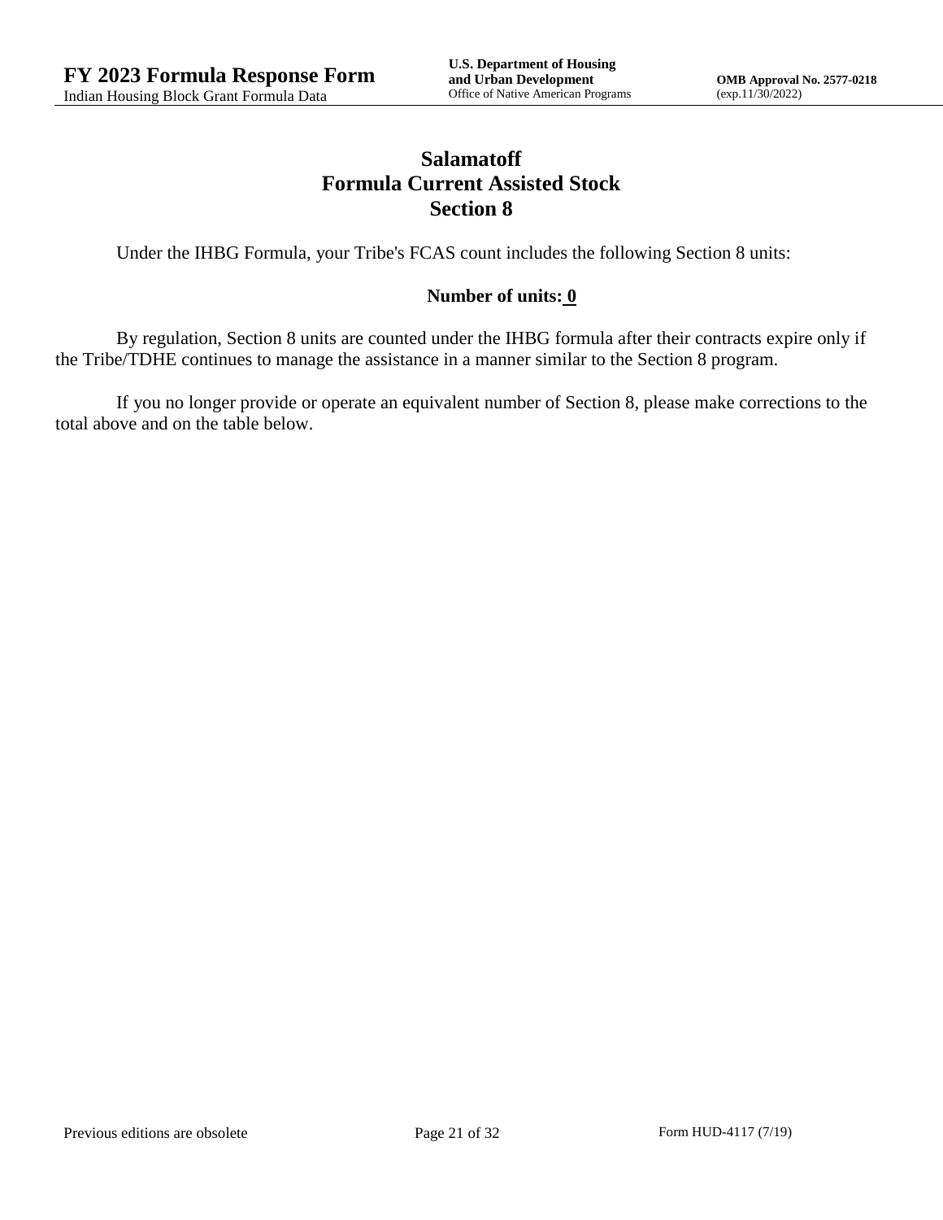# Salamatoff
# Formula Current Assisted Stock
# Section 8

Under the IHBG Formula, your Tribe's FCAS count includes the following Section 8 units:

**Number of units: 0**

By regulation, Section 8 units are counted under the IHBG formula after their contracts expire only if the Tribe/TDHE continues to manage the assistance in a manner similar to the Section 8 program.

If you no longer provide or operate an equivalent number of Section 8, please make corrections to the total above and on the table below.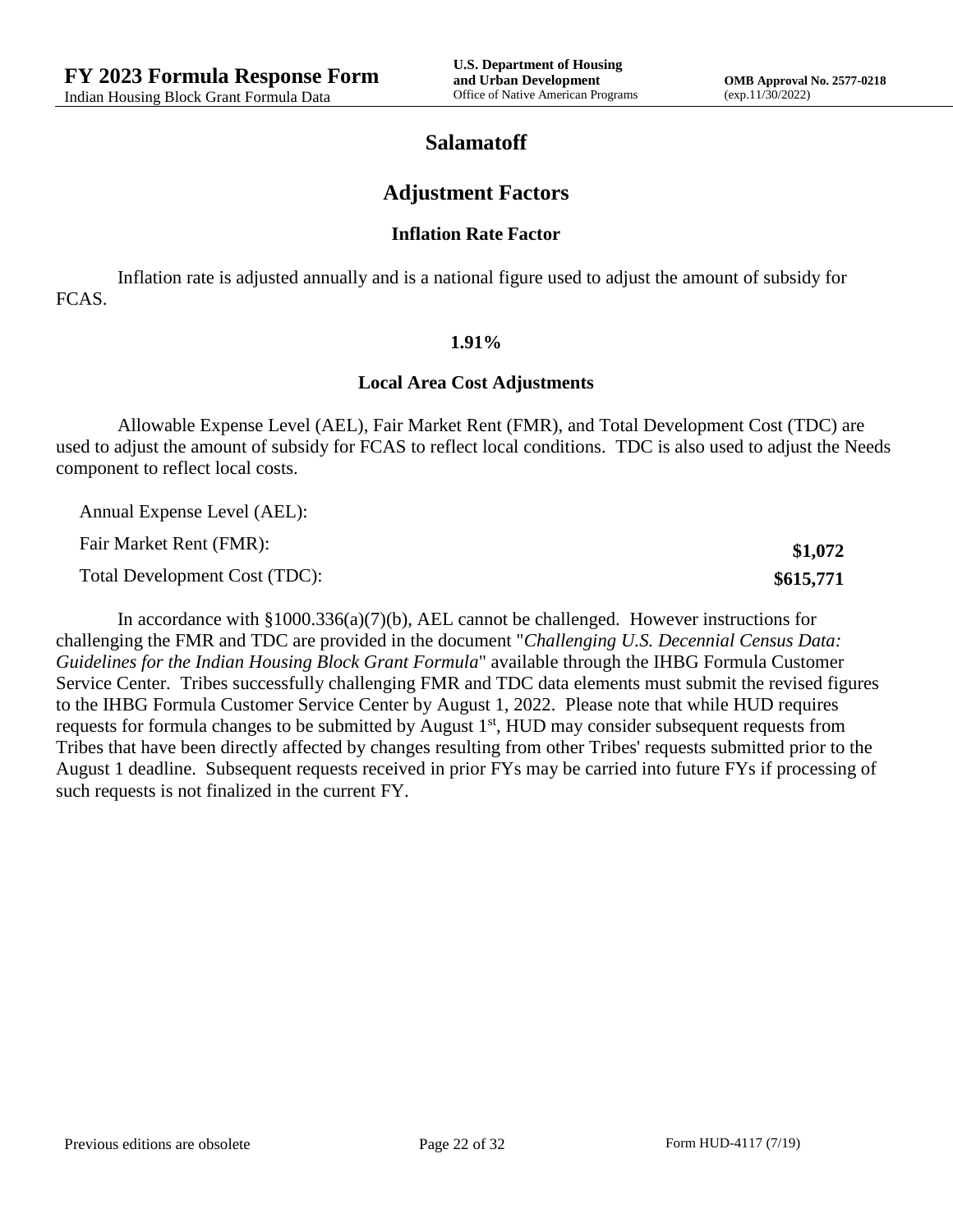# Salamatoff

## Adjustment Factors

### Inflation Rate Factor

Inflation rate is adjusted annually and is a national figure used to adjust the amount of subsidy for FCAS.

**1.91%**

### Local Area Cost Adjustments

Allowable Expense Level (AEL), Fair Market Rent (FMR), and Total Development Cost (TDC) are used to adjust the amount of subsidy for FCAS to reflect local conditions. TDC is also used to adjust the Needs component to reflect local costs.

| | |
|---|---|
| Annual Expense Level (AEL): | |
| Fair Market Rent (FMR): | **$1,072** |
| Total Development Cost (TDC): | **$615,771** |

In accordance with §1000.336(a)(7)(b), AEL cannot be challenged. However instructions for challenging the FMR and TDC are provided in the document "*Challenging U.S. Decennial Census Data: Guidelines for the Indian Housing Block Grant Formula*" available through the IHBG Formula Customer Service Center. Tribes successfully challenging FMR and TDC data elements must submit the revised figures to the IHBG Formula Customer Service Center by August 1, 2022. Please note that while HUD requires requests for formula changes to be submitted by August 1st, HUD may consider subsequent requests from Tribes that have been directly affected by changes resulting from other Tribes' requests submitted prior to the August 1 deadline. Subsequent requests received in prior FYs may be carried into future FYs if processing of such requests is not finalized in the current FY.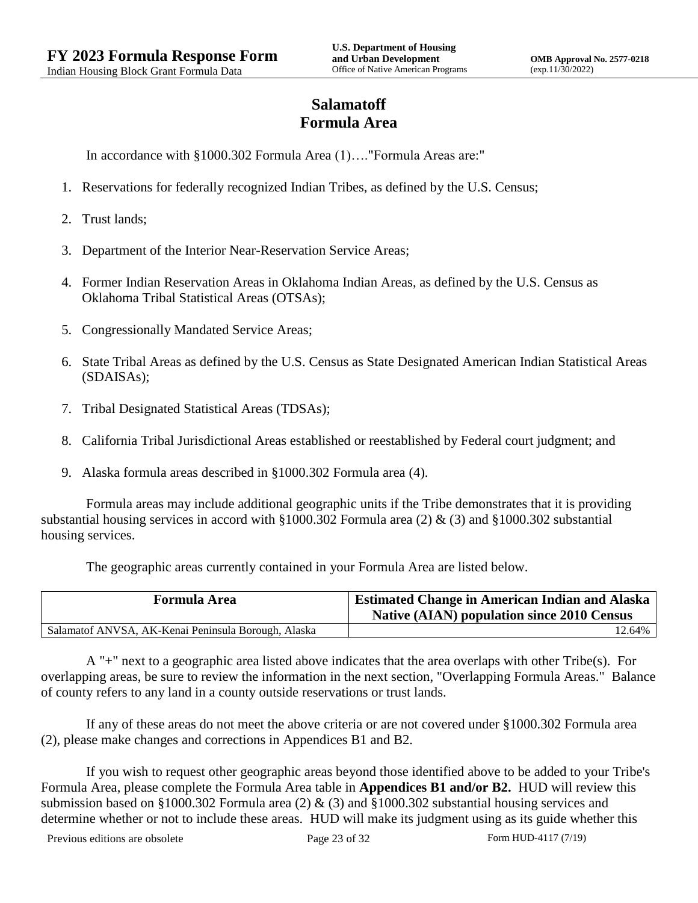# Salamatoff
# Formula Area

In accordance with §1000.302 Formula Area (1)…."Formula Areas are:"

1. Reservations for federally recognized Indian Tribes, as defined by the U.S. Census;
2. Trust lands;
3. Department of the Interior Near-Reservation Service Areas;
4. Former Indian Reservation Areas in Oklahoma Indian Areas, as defined by the U.S. Census as Oklahoma Tribal Statistical Areas (OTSAs);
5. Congressionally Mandated Service Areas;
6. State Tribal Areas as defined by the U.S. Census as State Designated American Indian Statistical Areas (SDAISAs);
7. Tribal Designated Statistical Areas (TDSAs);
8. California Tribal Jurisdictional Areas established or reestablished by Federal court judgment; and
9. Alaska formula areas described in §1000.302 Formula area (4).

Formula areas may include additional geographic units if the Tribe demonstrates that it is providing substantial housing services in accord with §1000.302 Formula area (2) & (3) and §1000.302 substantial housing services.

The geographic areas currently contained in your Formula Area are listed below.

| Formula Area | Estimated Change in American Indian and Alaska Native (AIAN) population since 2010 Census |
|---|---|
| Salamatof ANVSA, AK-Kenai Peninsula Borough, Alaska | 12.64% |

A "+" next to a geographic area listed above indicates that the area overlaps with other Tribe(s). For overlapping areas, be sure to review the information in the next section, "Overlapping Formula Areas." Balance of county refers to any land in a county outside reservations or trust lands.

If any of these areas do not meet the above criteria or are not covered under §1000.302 Formula area (2), please make changes and corrections in Appendices B1 and B2.

If you wish to request other geographic areas beyond those identified above to be added to your Tribe's Formula Area, please complete the Formula Area table in **Appendices B1 and/or B2.** HUD will review this submission based on §1000.302 Formula area (2) & (3) and §1000.302 substantial housing services and determine whether or not to include these areas. HUD will make its judgment using as its guide whether this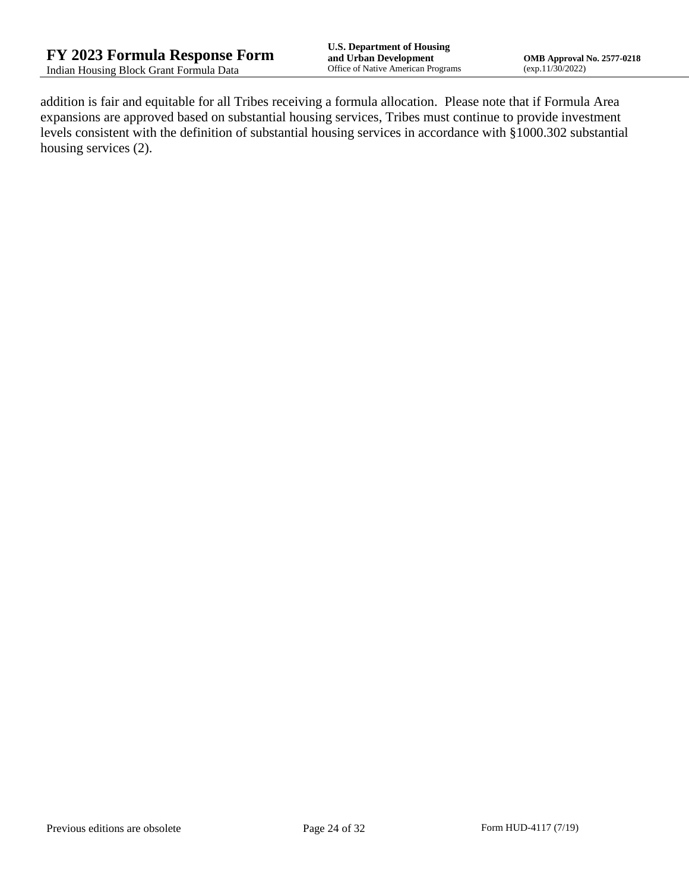addition is fair and equitable for all Tribes receiving a formula allocation.  Please note that if Formula Area expansions are approved based on substantial housing services, Tribes must continue to provide investment levels consistent with the definition of substantial housing services in accordance with §1000.302 substantial housing services (2).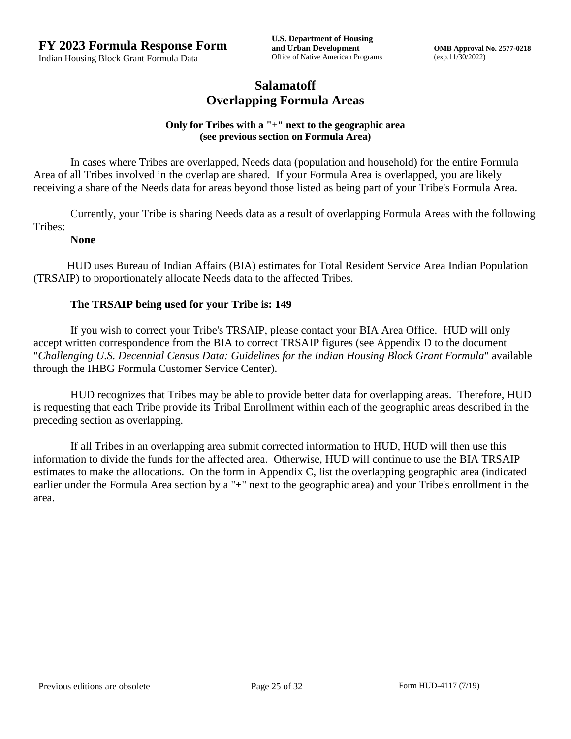# Salamatoff
# Overlapping Formula Areas

**Only for Tribes with a "+" next to the geographic area (see previous section on Formula Area)**

In cases where Tribes are overlapped, Needs data (population and household) for the entire Formula Area of all Tribes involved in the overlap are shared. If your Formula Area is overlapped, you are likely receiving a share of the Needs data for areas beyond those listed as being part of your Tribe's Formula Area.

Currently, your Tribe is sharing Needs data as a result of overlapping Formula Areas with the following Tribes:

**None**

HUD uses Bureau of Indian Affairs (BIA) estimates for Total Resident Service Area Indian Population (TRSAIP) to proportionately allocate Needs data to the affected Tribes.

**The TRSAIP being used for your Tribe is: 149**

If you wish to correct your Tribe's TRSAIP, please contact your BIA Area Office. HUD will only accept written correspondence from the BIA to correct TRSAIP figures (see Appendix D to the document "*Challenging U.S. Decennial Census Data: Guidelines for the Indian Housing Block Grant Formula*" available through the IHBG Formula Customer Service Center).

HUD recognizes that Tribes may be able to provide better data for overlapping areas. Therefore, HUD is requesting that each Tribe provide its Tribal Enrollment within each of the geographic areas described in the preceding section as overlapping.

If all Tribes in an overlapping area submit corrected information to HUD, HUD will then use this information to divide the funds for the affected area. Otherwise, HUD will continue to use the BIA TRSAIP estimates to make the allocations. On the form in Appendix C, list the overlapping geographic area (indicated earlier under the Formula Area section by a "+" next to the geographic area) and your Tribe's enrollment in the area.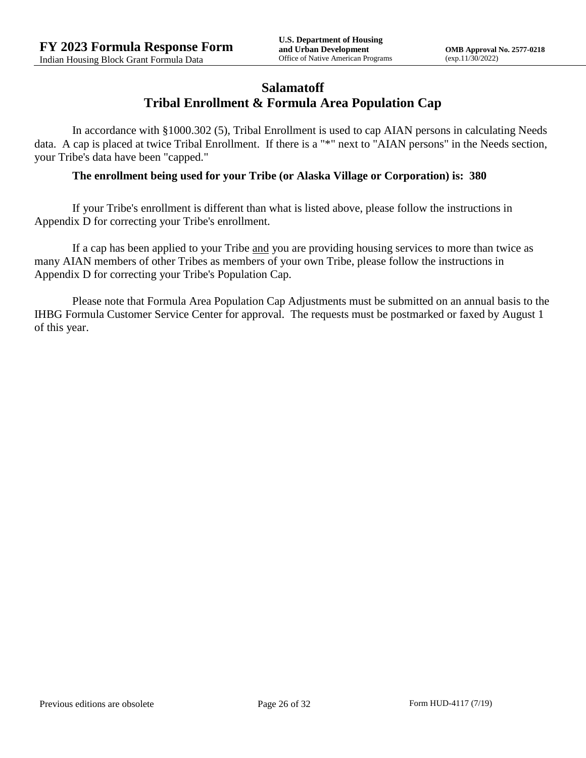# Salamatoff
## Tribal Enrollment & Formula Area Population Cap

In accordance with §1000.302 (5), Tribal Enrollment is used to cap AIAN persons in calculating Needs data. A cap is placed at twice Tribal Enrollment. If there is a "*" next to "AIAN persons" in the Needs section, your Tribe's data have been "capped."

**The enrollment being used for your Tribe (or Alaska Village or Corporation) is: 380**

If your Tribe's enrollment is different than what is listed above, please follow the instructions in Appendix D for correcting your Tribe's enrollment.

If a cap has been applied to your Tribe <u>and</u> you are providing housing services to more than twice as many AIAN members of other Tribes as members of your own Tribe, please follow the instructions in Appendix D for correcting your Tribe's Population Cap.

Please note that Formula Area Population Cap Adjustments must be submitted on an annual basis to the IHBG Formula Customer Service Center for approval. The requests must be postmarked or faxed by August 1 of this year.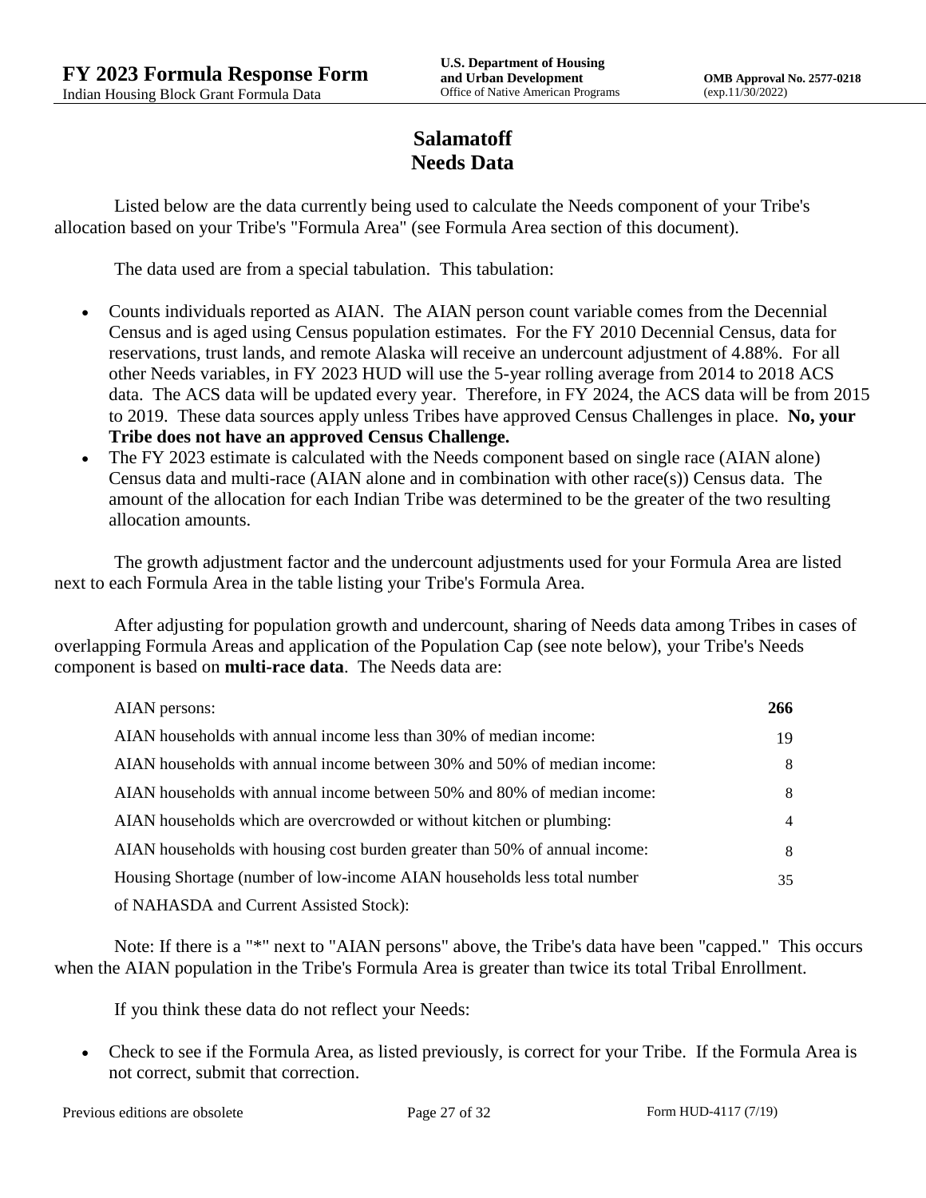# Salamatoff
# Needs Data

Listed below are the data currently being used to calculate the Needs component of your Tribe's allocation based on your Tribe's "Formula Area" (see Formula Area section of this document).

The data used are from a special tabulation. This tabulation:

- Counts individuals reported as AIAN. The AIAN person count variable comes from the Decennial Census and is aged using Census population estimates. For the FY 2010 Decennial Census, data for reservations, trust lands, and remote Alaska will receive an undercount adjustment of 4.88%. For all other Needs variables, in FY 2023 HUD will use the 5-year rolling average from 2014 to 2018 ACS data. The ACS data will be updated every year. Therefore, in FY 2024, the ACS data will be from 2015 to 2019. These data sources apply unless Tribes have approved Census Challenges in place. **No, your Tribe does not have an approved Census Challenge.**
- The FY 2023 estimate is calculated with the Needs component based on single race (AIAN alone) Census data and multi-race (AIAN alone and in combination with other race(s)) Census data. The amount of the allocation for each Indian Tribe was determined to be the greater of the two resulting allocation amounts.

The growth adjustment factor and the undercount adjustments used for your Formula Area are listed next to each Formula Area in the table listing your Tribe's Formula Area.

After adjusting for population growth and undercount, sharing of Needs data among Tribes in cases of overlapping Formula Areas and application of the Population Cap (see note below), your Tribe's Needs component is based on **multi-race data**. The Needs data are:

| | |
|---|---|
| AIAN persons: | **266** |
| AIAN households with annual income less than 30% of median income: | 19 |
| AIAN households with annual income between 30% and 50% of median income: | 8 |
| AIAN households with annual income between 50% and 80% of median income: | 8 |
| AIAN households which are overcrowded or without kitchen or plumbing: | 4 |
| AIAN households with housing cost burden greater than 50% of annual income: | 8 |
| Housing Shortage (number of low-income AIAN households less total number of NAHASDA and Current Assisted Stock): | 35 |

Note: If there is a "*" next to "AIAN persons" above, the Tribe's data have been "capped." This occurs when the AIAN population in the Tribe's Formula Area is greater than twice its total Tribal Enrollment.

If you think these data do not reflect your Needs:

- Check to see if the Formula Area, as listed previously, is correct for your Tribe. If the Formula Area is not correct, submit that correction.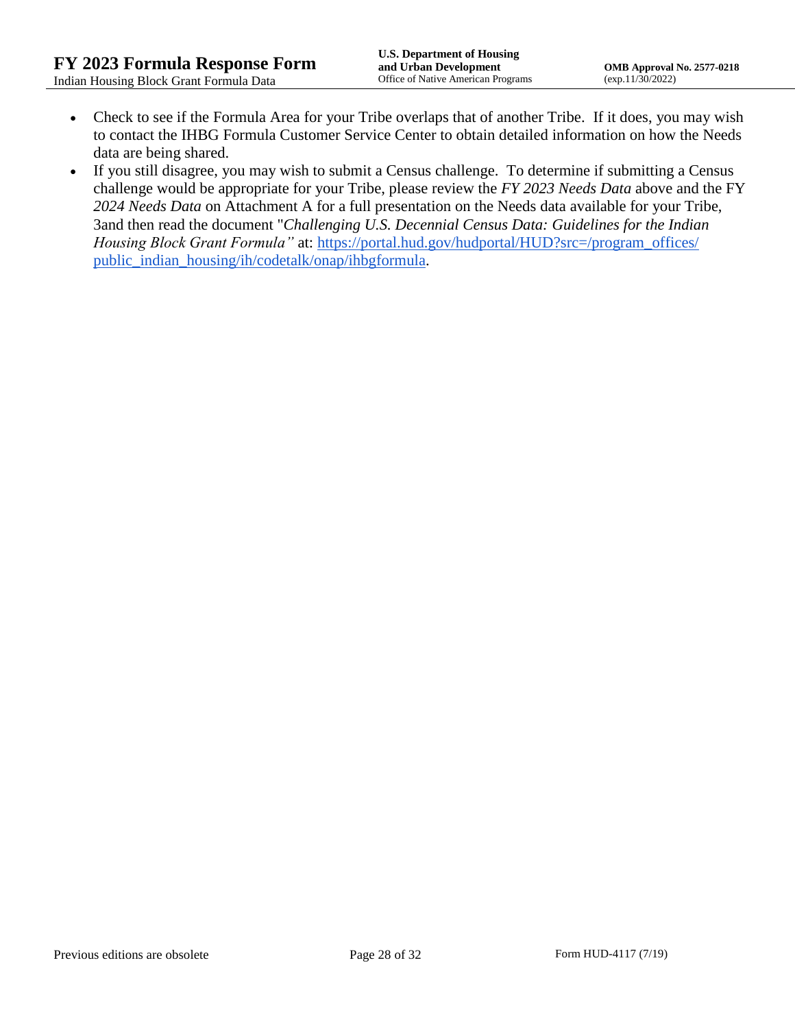- Check to see if the Formula Area for your Tribe overlaps that of another Tribe. If it does, you may wish to contact the IHBG Formula Customer Service Center to obtain detailed information on how the Needs data are being shared.
- If you still disagree, you may wish to submit a Census challenge. To determine if submitting a Census challenge would be appropriate for your Tribe, please review the *FY 2023 Needs Data* above and the FY *2024 Needs Data* on Attachment A for a full presentation on the Needs data available for your Tribe, 3and then read the document "*Challenging U.S. Decennial Census Data: Guidelines for the Indian Housing Block Grant Formula"* at: [https://portal.hud.gov/hudportal/HUD?src=/program_offices/public_indian_housing/ih/codetalk/onap/ihbgformula](https://portal.hud.gov/hudportal/HUD?src=/program_offices/public_indian_housing/ih/codetalk/onap/ihbgformula).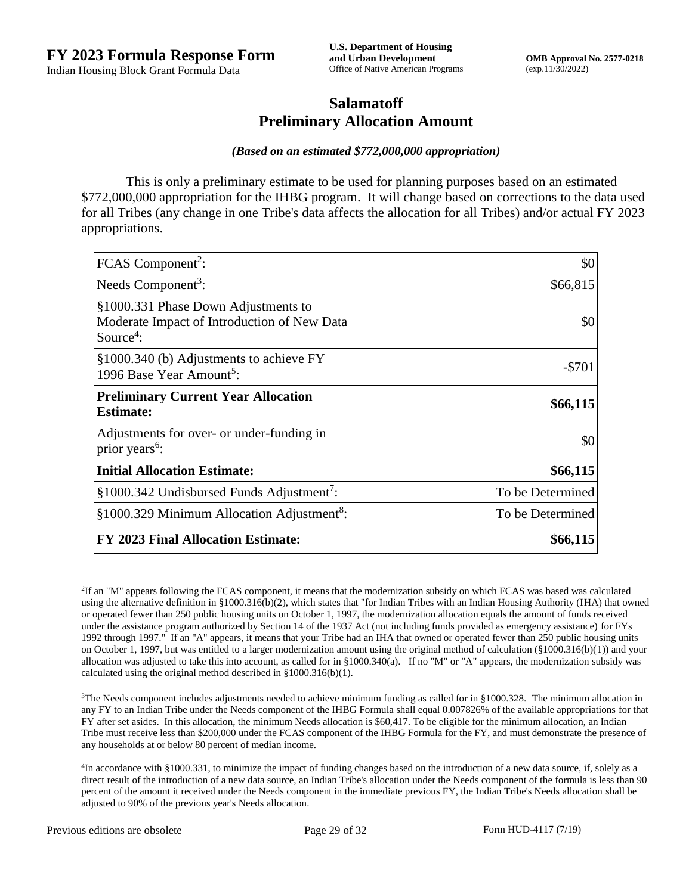# Salamatoff
## Preliminary Allocation Amount

***(Based on an estimated $772,000,000 appropriation)***

This is only a preliminary estimate to be used for planning purposes based on an estimated $772,000,000 appropriation for the IHBG program. It will change based on corrections to the data used for all Tribes (any change in one Tribe's data affects the allocation for all Tribes) and/or actual FY 2023 appropriations.

| | |
|---|---|
| FCAS Component[2]: | $0 |
| Needs Component[3]: | $66,815 |
| §1000.331 Phase Down Adjustments to Moderate Impact of Introduction of New Data Source[4]: | $0 |
| §1000.340 (b) Adjustments to achieve FY 1996 Base Year Amount[5]: | -$701 |
| **Preliminary Current Year Allocation Estimate:** | **$66,115** |
| Adjustments for over- or under-funding in prior years[6]: | $0 |
| **Initial Allocation Estimate:** | **$66,115** |
| §1000.342 Undisbursed Funds Adjustment[7]: | To be Determined |
| §1000.329 Minimum Allocation Adjustment[8]: | To be Determined |
| **FY 2023 Final Allocation Estimate:** | **$66,115** |

[2]If an "M" appears following the FCAS component, it means that the modernization subsidy on which FCAS was based was calculated using the alternative definition in §1000.316(b)(2), which states that "for Indian Tribes with an Indian Housing Authority (IHA) that owned or operated fewer than 250 public housing units on October 1, 1997, the modernization allocation equals the amount of funds received under the assistance program authorized by Section 14 of the 1937 Act (not including funds provided as emergency assistance) for FYs 1992 through 1997." If an "A" appears, it means that your Tribe had an IHA that owned or operated fewer than 250 public housing units on October 1, 1997, but was entitled to a larger modernization amount using the original method of calculation (§1000.316(b)(1)) and your allocation was adjusted to take this into account, as called for in §1000.340(a). If no "M" or "A" appears, the modernization subsidy was calculated using the original method described in §1000.316(b)(1).

[3]The Needs component includes adjustments needed to achieve minimum funding as called for in §1000.328. The minimum allocation in any FY to an Indian Tribe under the Needs component of the IHBG Formula shall equal 0.007826% of the available appropriations for that FY after set asides. In this allocation, the minimum Needs allocation is $60,417. To be eligible for the minimum allocation, an Indian Tribe must receive less than $200,000 under the FCAS component of the IHBG Formula for the FY, and must demonstrate the presence of any households at or below 80 percent of median income.

[4]In accordance with §1000.331, to minimize the impact of funding changes based on the introduction of a new data source, if, solely as a direct result of the introduction of a new data source, an Indian Tribe's allocation under the Needs component of the formula is less than 90 percent of the amount it received under the Needs component in the immediate previous FY, the Indian Tribe's Needs allocation shall be adjusted to 90% of the previous year's Needs allocation.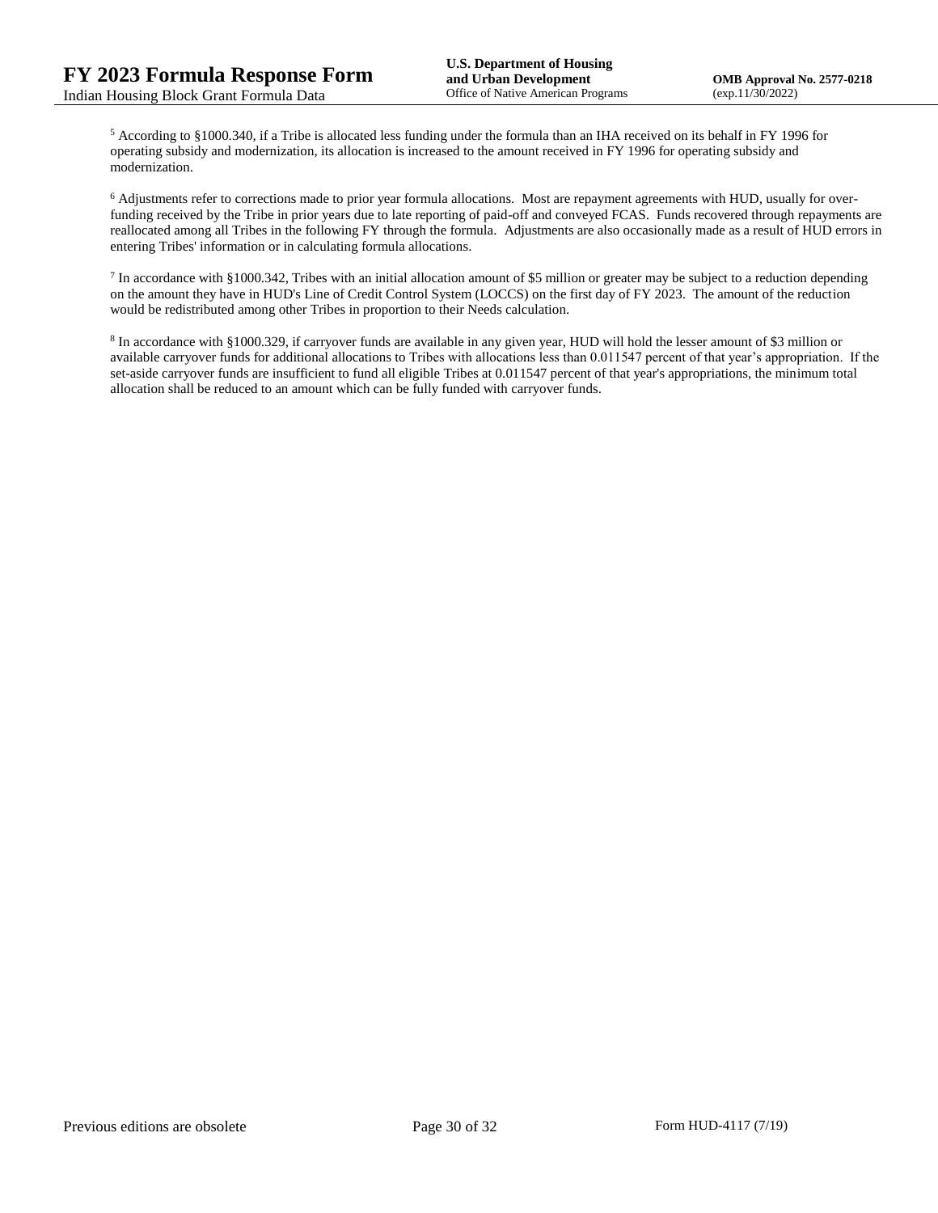[5] According to §1000.340, if a Tribe is allocated less funding under the formula than an IHA received on its behalf in FY 1996 for operating subsidy and modernization, its allocation is increased to the amount received in FY 1996 for operating subsidy and modernization.

[6] Adjustments refer to corrections made to prior year formula allocations. Most are repayment agreements with HUD, usually for over-funding received by the Tribe in prior years due to late reporting of paid-off and conveyed FCAS. Funds recovered through repayments are reallocated among all Tribes in the following FY through the formula. Adjustments are also occasionally made as a result of HUD errors in entering Tribes' information or in calculating formula allocations.

[7] In accordance with §1000.342, Tribes with an initial allocation amount of $5 million or greater may be subject to a reduction depending on the amount they have in HUD's Line of Credit Control System (LOCCS) on the first day of FY 2023. The amount of the reduction would be redistributed among other Tribes in proportion to their Needs calculation.

[8] In accordance with §1000.329, if carryover funds are available in any given year, HUD will hold the lesser amount of $3 million or available carryover funds for additional allocations to Tribes with allocations less than 0.011547 percent of that year's appropriation. If the set-aside carryover funds are insufficient to fund all eligible Tribes at 0.011547 percent of that year's appropriations, the minimum total allocation shall be reduced to an amount which can be fully funded with carryover funds.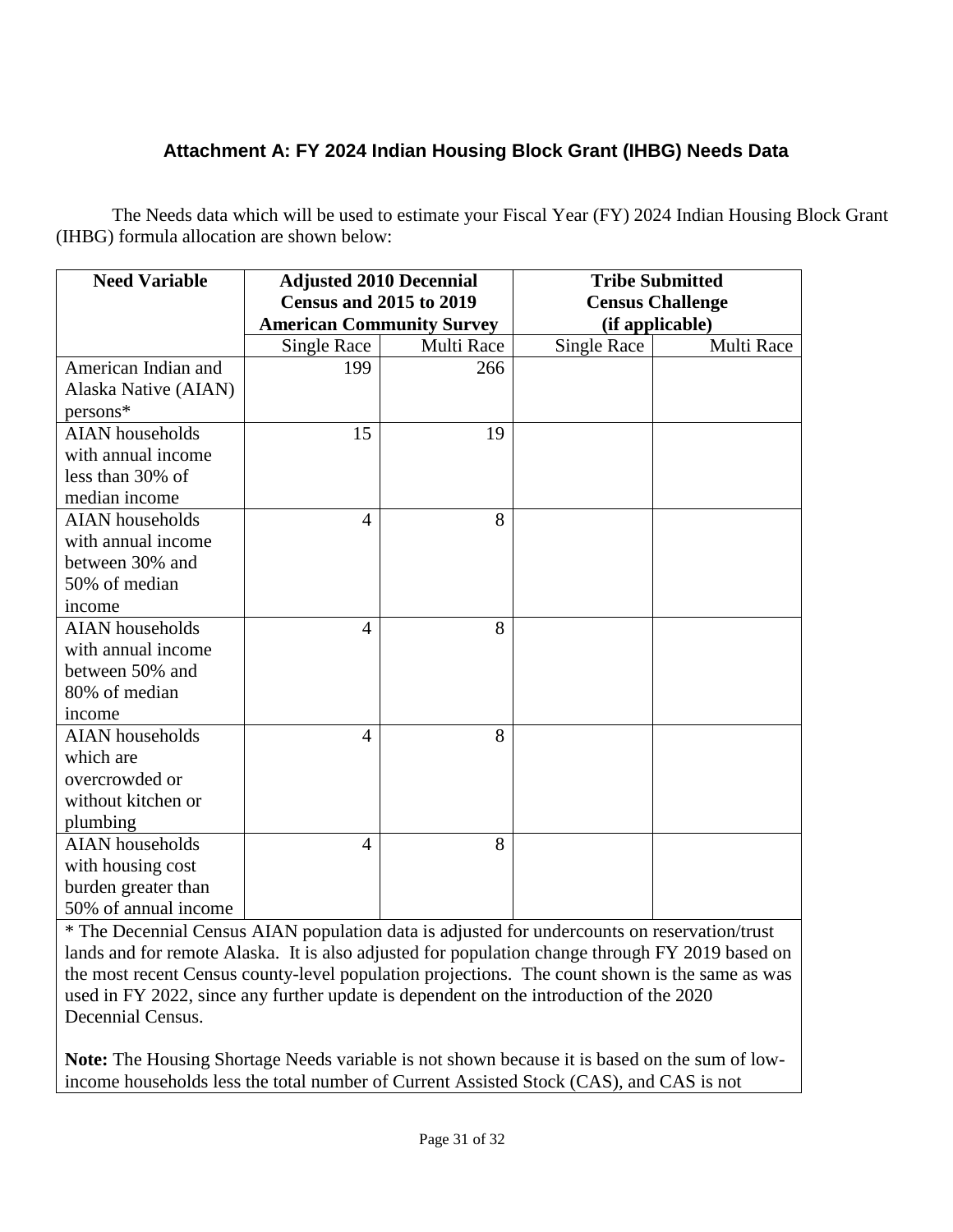### Attachment A: FY 2024 Indian Housing Block Grant (IHBG) Needs Data

The Needs data which will be used to estimate your Fiscal Year (FY) 2024 Indian Housing Block Grant (IHBG) formula allocation are shown below:

| Need Variable | Adjusted 2010 Decennial Census and 2015 to 2019 American Community Survey | | Tribe Submitted Census Challenge (if applicable) | |
|---|---|---|---|---|
| | Single Race | Multi Race | Single Race | Multi Race |
| American Indian and Alaska Native (AIAN) persons* | 199 | 266 | | |
| AIAN households with annual income less than 30% of median income | 15 | 19 | | |
| AIAN households with annual income between 30% and 50% of median income | 4 | 8 | | |
| AIAN households with annual income between 50% and 80% of median income | 4 | 8 | | |
| AIAN households which are overcrowded or without kitchen or plumbing | 4 | 8 | | |
| AIAN households with housing cost burden greater than 50% of annual income | 4 | 8 | | |

* The Decennial Census AIAN population data is adjusted for undercounts on reservation/trust lands and for remote Alaska. It is also adjusted for population change through FY 2019 based on the most recent Census county-level population projections. The count shown is the same as was used in FY 2022, since any further update is dependent on the introduction of the 2020 Decennial Census.

**Note:** The Housing Shortage Needs variable is not shown because it is based on the sum of low-income households less the total number of Current Assisted Stock (CAS), and CAS is not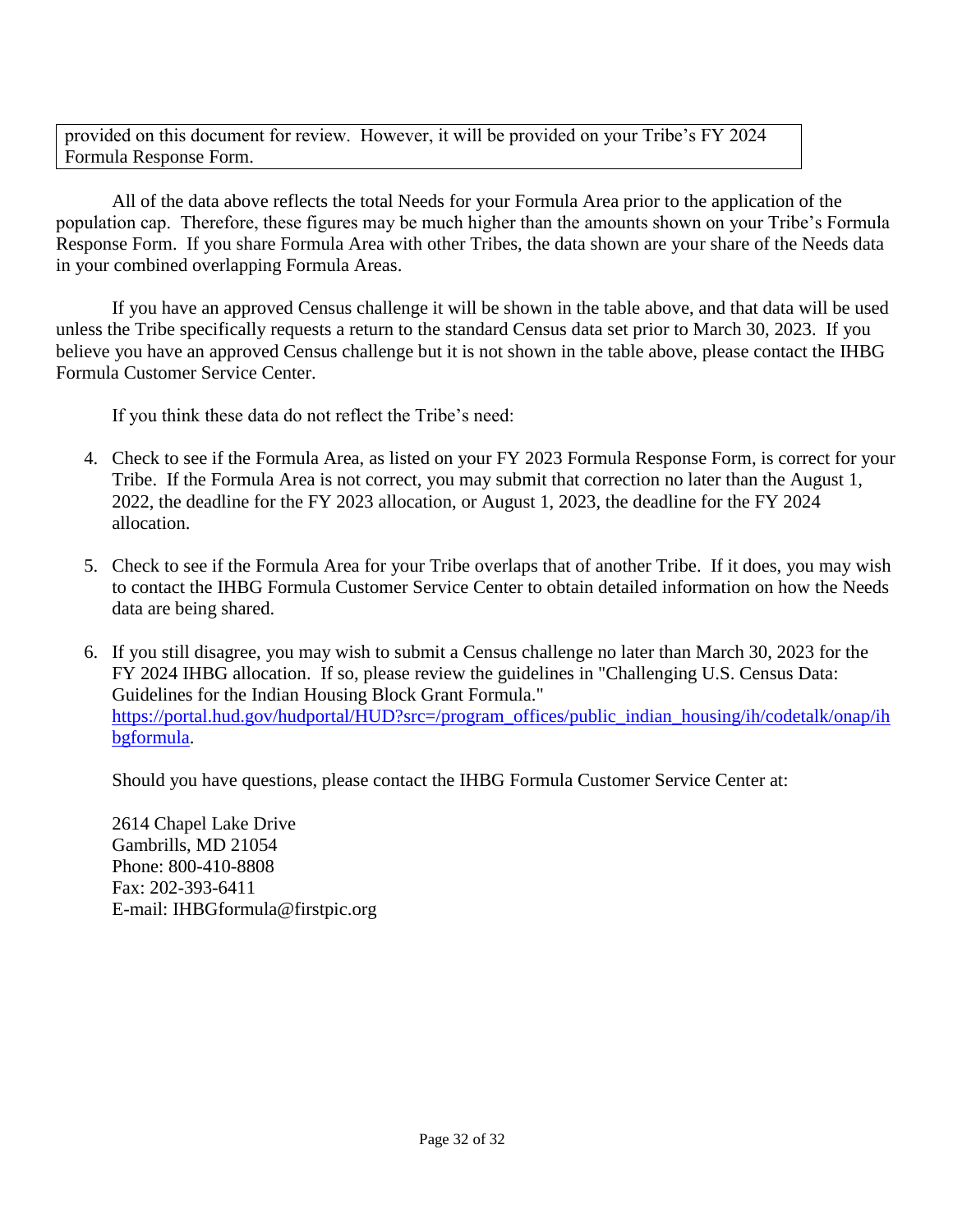provided on this document for review. However, it will be provided on your Tribe's FY 2024 Formula Response Form.

All of the data above reflects the total Needs for your Formula Area prior to the application of the population cap. Therefore, these figures may be much higher than the amounts shown on your Tribe's Formula Response Form. If you share Formula Area with other Tribes, the data shown are your share of the Needs data in your combined overlapping Formula Areas.

If you have an approved Census challenge it will be shown in the table above, and that data will be used unless the Tribe specifically requests a return to the standard Census data set prior to March 30, 2023. If you believe you have an approved Census challenge but it is not shown in the table above, please contact the IHBG Formula Customer Service Center.

If you think these data do not reflect the Tribe's need:

4. Check to see if the Formula Area, as listed on your FY 2023 Formula Response Form, is correct for your Tribe. If the Formula Area is not correct, you may submit that correction no later than the August 1, 2022, the deadline for the FY 2023 allocation, or August 1, 2023, the deadline for the FY 2024 allocation.

5. Check to see if the Formula Area for your Tribe overlaps that of another Tribe. If it does, you may wish to contact the IHBG Formula Customer Service Center to obtain detailed information on how the Needs data are being shared.

6. If you still disagree, you may wish to submit a Census challenge no later than March 30, 2023 for the FY 2024 IHBG allocation. If so, please review the guidelines in "Challenging U.S. Census Data: Guidelines for the Indian Housing Block Grant Formula." [https://portal.hud.gov/hudportal/HUD?src=/program_offices/public_indian_housing/ih/codetalk/onap/ihbgformula](https://portal.hud.gov/hudportal/HUD?src=/program_offices/public_indian_housing/ih/codetalk/onap/ihbgformula).

Should you have questions, please contact the IHBG Formula Customer Service Center at:

2614 Chapel Lake Drive
Gambrills, MD 21054
Phone: 800-410-8808
Fax: 202-393-6411
E-mail: IHBGformula@firstpic.org